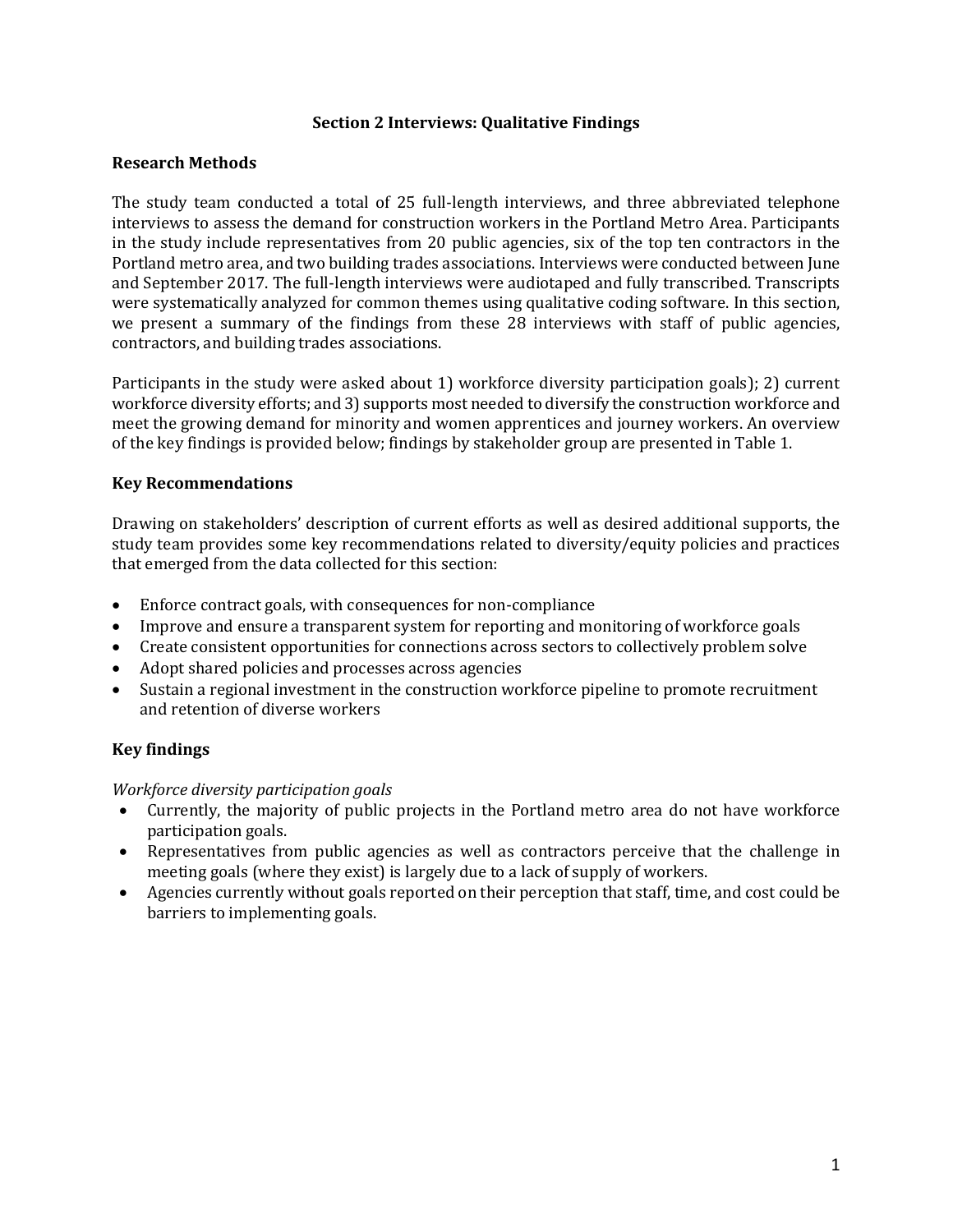## Section 2 Interviews: Qualitative Findings

### Research Methods

The study team conducted a total of 25 full-length interviews, and three abbreviated telephone interviews to assess the demand for construction workers in the Portland Metro Area. Participants in the study include representatives from 20 public agencies, six of the top ten contractors in the Portland metro area, and two building trades associations. Interviews were conducted between June and September 2017. The full-length interviews were audiotaped and fully transcribed. Transcripts were systematically analyzed for common themes using qualitative coding software. In this section, we present a summary of the findings from these 28 interviews with staff of public agencies, contractors, and building trades associations.

Participants in the study were asked about 1) workforce diversity participation goals); 2) current workforce diversity efforts; and 3) supports most needed to diversify the construction workforce and meet the growing demand for minority and women apprentices and journey workers. An overview of the key findings is provided below; findings by stakeholder group are presented in Table 1.

### Key Recommendations

Drawing on stakeholders' description of current efforts as well as desired additional supports, the study team provides some key recommendations related to diversity/equity policies and practices that emerged from the data collected for this section:

- Enforce contract goals, with consequences for non-compliance
- Improve and ensure a transparent system for reporting and monitoring of workforce goals
- Create consistent opportunities for connections across sectors to collectively problem solve
- Adopt shared policies and processes across agencies
- Sustain a regional investment in the construction workforce pipeline to promote recruitment and retention of diverse workers

### Key findings

*Workforce diversity participation goals*

- Currently, the majority of public projects in the Portland metro area do not have workforce participation goals.
- Representatives from public agencies as well as contractors perceive that the challenge in meeting goals (where they exist) is largely due to a lack of supply of workers.
- Agencies currently without goals reported on their perception that staff, time, and cost could be barriers to implementing goals.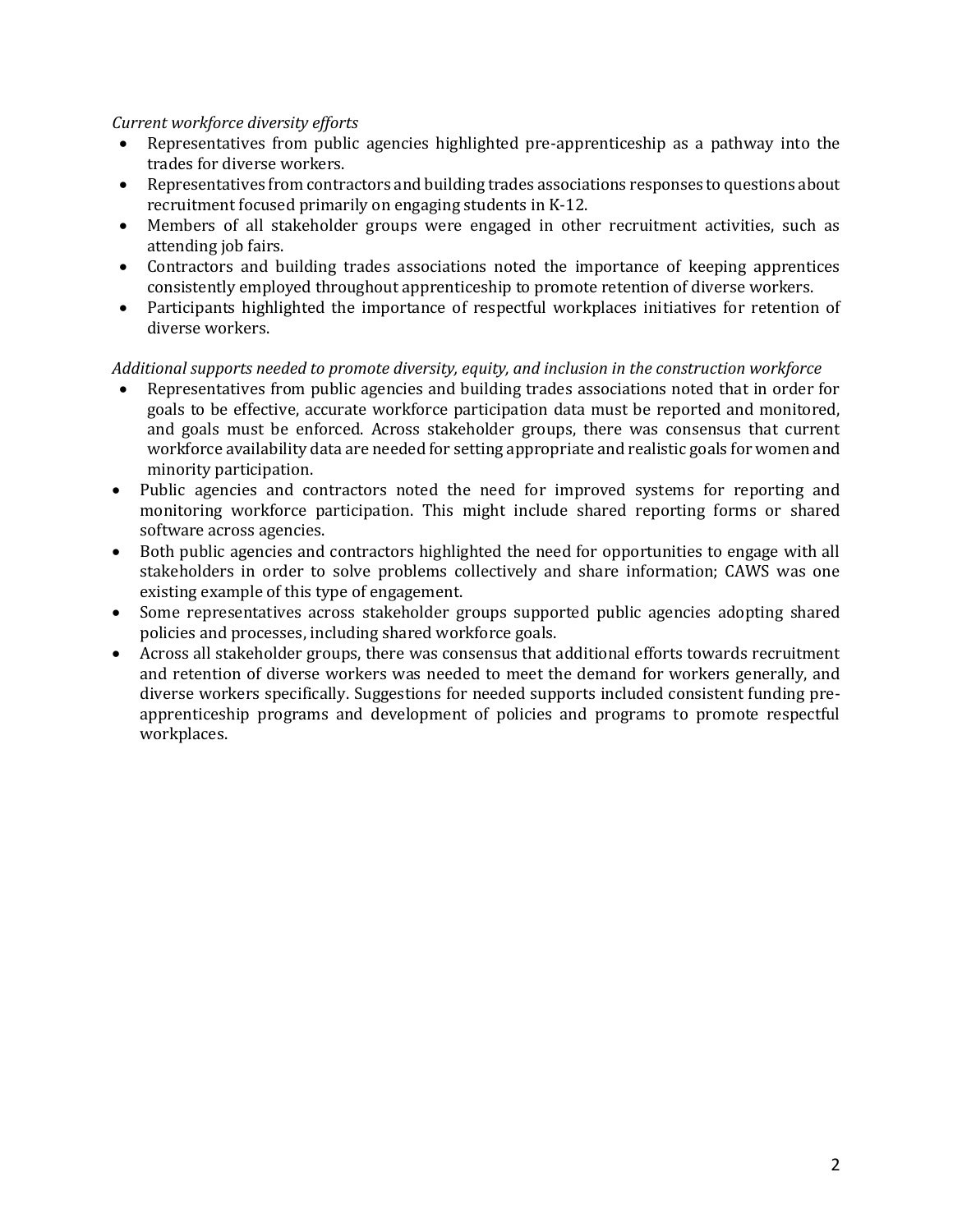*Current workforce diversity efforts*

- Representatives from public agencies highlighted pre-apprenticeship as a pathway into the trades for diverse workers.
- Representatives from contractors and building trades associations responses to questions about recruitment focused primarily on engaging students in K-12.
- Members of all stakeholder groups were engaged in other recruitment activities, such as attending job fairs.
- Contractors and building trades associations noted the importance of keeping apprentices consistently employed throughout apprenticeship to promote retention of diverse workers.
- Participants highlighted the importance of respectful workplaces initiatives for retention of diverse workers.

*Additional supports needed to promote diversity, equity, and inclusion in the construction workforce*

- Representatives from public agencies and building trades associations noted that in order for goals to be effective, accurate workforce participation data must be reported and monitored, and goals must be enforced. Across stakeholder groups, there was consensus that current workforce availability data are needed for setting appropriate and realistic goals for women and minority participation.
- Public agencies and contractors noted the need for improved systems for reporting and monitoring workforce participation. This might include shared reporting forms or shared software across agencies.
- Both public agencies and contractors highlighted the need for opportunities to engage with all stakeholders in order to solve problems collectively and share information; CAWS was one existing example of this type of engagement.
- Some representatives across stakeholder groups supported public agencies adopting shared policies and processes, including shared workforce goals.
- Across all stakeholder groups, there was consensus that additional efforts towards recruitment and retention of diverse workers was needed to meet the demand for workers generally, and diverse workers specifically. Suggestions for needed supports included consistent funding pre-apprenticeship programs and development of policies and programs to promote respectful workplaces.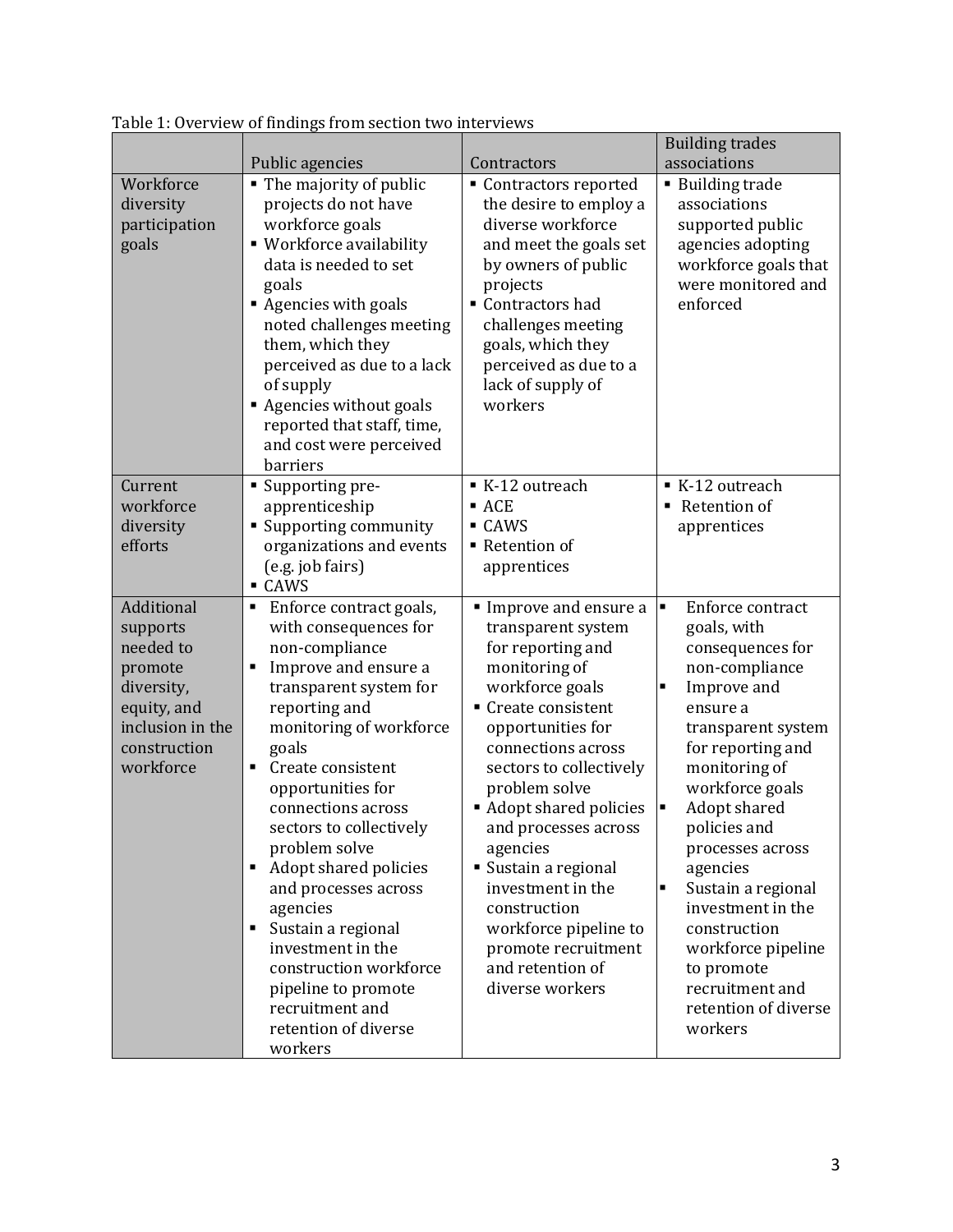Table 1: Overview of findings from section two interviews

| | Public agencies | Contractors | Building trades associations |
|---|---|---|---|
| Workforce diversity participation goals | ▪ The majority of public projects do not have workforce goals<br>▪ Workforce availability data is needed to set goals<br>▪ Agencies with goals noted challenges meeting them, which they perceived as due to a lack of supply<br>▪ Agencies without goals reported that staff, time, and cost were perceived barriers | ▪ Contractors reported the desire to employ a diverse workforce and meet the goals set by owners of public projects<br>▪ Contractors had challenges meeting goals, which they perceived as due to a lack of supply of workers | ▪ Building trade associations supported public agencies adopting workforce goals that were monitored and enforced |
| Current workforce diversity efforts | ▪ Supporting pre-apprenticeship<br>▪ Supporting community organizations and events (e.g. job fairs)<br>▪ CAWS | ▪ K-12 outreach<br>▪ ACE<br>▪ CAWS<br>▪ Retention of apprentices | ▪ K-12 outreach<br>▪ Retention of apprentices |
| Additional supports needed to promote diversity, equity, and inclusion in the construction workforce | ▪ Enforce contract goals, with consequences for non-compliance<br>▪ Improve and ensure a transparent system for reporting and monitoring of workforce goals<br>▪ Create consistent opportunities for connections across sectors to collectively problem solve<br>▪ Adopt shared policies and processes across agencies<br>▪ Sustain a regional investment in the construction workforce pipeline to promote recruitment and retention of diverse workers | ▪ Improve and ensure a transparent system for reporting and monitoring of workforce goals<br>▪ Create consistent opportunities for connections across sectors to collectively problem solve<br>▪ Adopt shared policies and processes across agencies<br>▪ Sustain a regional investment in the construction workforce pipeline to promote recruitment and retention of diverse workers | ▪ Enforce contract goals, with consequences for non-compliance<br>▪ Improve and ensure a transparent system for reporting and monitoring of workforce goals<br>▪ Adopt shared policies and processes across agencies<br>▪ Sustain a regional investment in the construction workforce pipeline to promote recruitment and retention of diverse workers |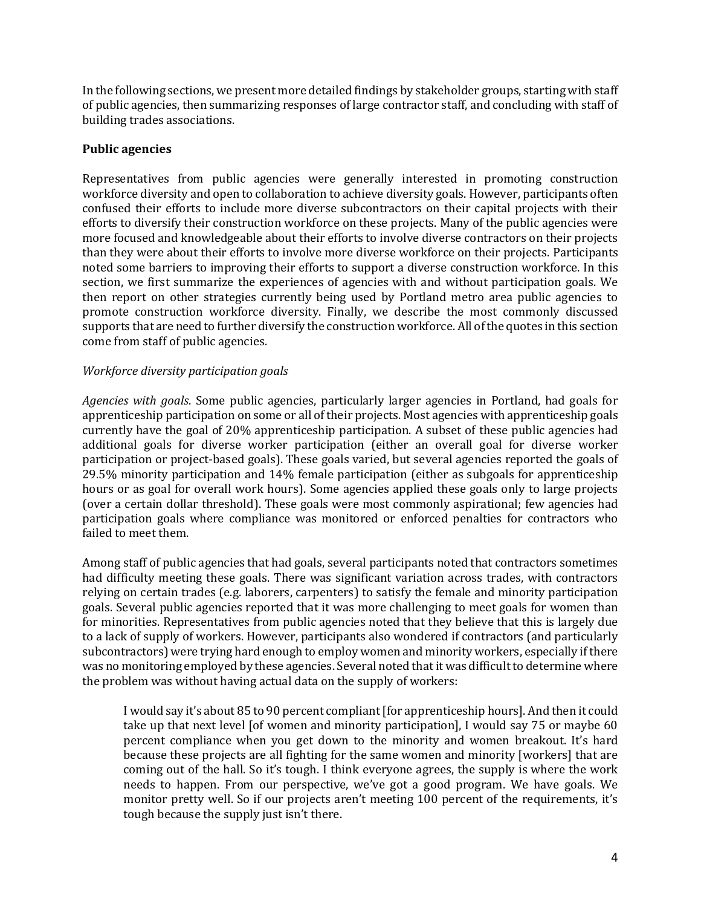In the following sections, we present more detailed findings by stakeholder groups, starting with staff of public agencies, then summarizing responses of large contractor staff, and concluding with staff of building trades associations.

**Public agencies**

Representatives from public agencies were generally interested in promoting construction workforce diversity and open to collaboration to achieve diversity goals. However, participants often confused their efforts to include more diverse subcontractors on their capital projects with their efforts to diversify their construction workforce on these projects. Many of the public agencies were more focused and knowledgeable about their efforts to involve diverse contractors on their projects than they were about their efforts to involve more diverse workforce on their projects. Participants noted some barriers to improving their efforts to support a diverse construction workforce. In this section, we first summarize the experiences of agencies with and without participation goals. We then report on other strategies currently being used by Portland metro area public agencies to promote construction workforce diversity. Finally, we describe the most commonly discussed supports that are need to further diversify the construction workforce. All of the quotes in this section come from staff of public agencies.

*Workforce diversity participation goals*

*Agencies with goals*. Some public agencies, particularly larger agencies in Portland, had goals for apprenticeship participation on some or all of their projects. Most agencies with apprenticeship goals currently have the goal of 20% apprenticeship participation. A subset of these public agencies had additional goals for diverse worker participation (either an overall goal for diverse worker participation or project-based goals). These goals varied, but several agencies reported the goals of 29.5% minority participation and 14% female participation (either as subgoals for apprenticeship hours or as goal for overall work hours). Some agencies applied these goals only to large projects (over a certain dollar threshold). These goals were most commonly aspirational; few agencies had participation goals where compliance was monitored or enforced penalties for contractors who failed to meet them.

Among staff of public agencies that had goals, several participants noted that contractors sometimes had difficulty meeting these goals. There was significant variation across trades, with contractors relying on certain trades (e.g. laborers, carpenters) to satisfy the female and minority participation goals. Several public agencies reported that it was more challenging to meet goals for women than for minorities. Representatives from public agencies noted that they believe that this is largely due to a lack of supply of workers. However, participants also wondered if contractors (and particularly subcontractors) were trying hard enough to employ women and minority workers, especially if there was no monitoring employed by these agencies. Several noted that it was difficult to determine where the problem was without having actual data on the supply of workers:

> I would say it's about 85 to 90 percent compliant [for apprenticeship hours]. And then it could take up that next level [of women and minority participation], I would say 75 or maybe 60 percent compliance when you get down to the minority and women breakout. It's hard because these projects are all fighting for the same women and minority [workers] that are coming out of the hall. So it's tough. I think everyone agrees, the supply is where the work needs to happen. From our perspective, we've got a good program. We have goals. We monitor pretty well. So if our projects aren't meeting 100 percent of the requirements, it's tough because the supply just isn't there.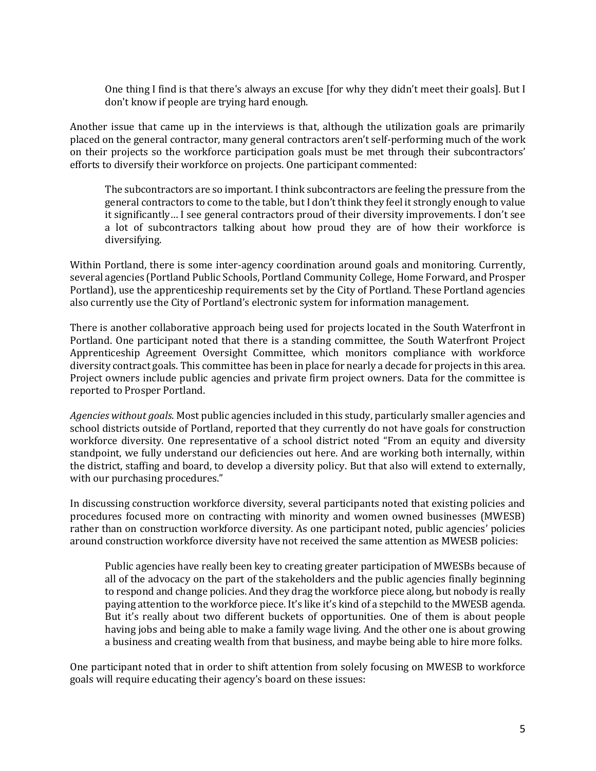> One thing I find is that there's always an excuse [for why they didn't meet their goals]. But I don't know if people are trying hard enough.

Another issue that came up in the interviews is that, although the utilization goals are primarily placed on the general contractor, many general contractors aren't self-performing much of the work on their projects so the workforce participation goals must be met through their subcontractors' efforts to diversify their workforce on projects. One participant commented:

> The subcontractors are so important. I think subcontractors are feeling the pressure from the general contractors to come to the table, but I don't think they feel it strongly enough to value it significantly… I see general contractors proud of their diversity improvements. I don't see a lot of subcontractors talking about how proud they are of how their workforce is diversifying.

Within Portland, there is some inter-agency coordination around goals and monitoring. Currently, several agencies (Portland Public Schools, Portland Community College, Home Forward, and Prosper Portland), use the apprenticeship requirements set by the City of Portland. These Portland agencies also currently use the City of Portland's electronic system for information management.

There is another collaborative approach being used for projects located in the South Waterfront in Portland. One participant noted that there is a standing committee, the South Waterfront Project Apprenticeship Agreement Oversight Committee, which monitors compliance with workforce diversity contract goals. This committee has been in place for nearly a decade for projects in this area. Project owners include public agencies and private firm project owners. Data for the committee is reported to Prosper Portland.

*Agencies without goals*. Most public agencies included in this study, particularly smaller agencies and school districts outside of Portland, reported that they currently do not have goals for construction workforce diversity. One representative of a school district noted "From an equity and diversity standpoint, we fully understand our deficiencies out here. And are working both internally, within the district, staffing and board, to develop a diversity policy. But that also will extend to externally, with our purchasing procedures."

In discussing construction workforce diversity, several participants noted that existing policies and procedures focused more on contracting with minority and women owned businesses (MWESB) rather than on construction workforce diversity. As one participant noted, public agencies' policies around construction workforce diversity have not received the same attention as MWESB policies:

> Public agencies have really been key to creating greater participation of MWESBs because of all of the advocacy on the part of the stakeholders and the public agencies finally beginning to respond and change policies. And they drag the workforce piece along, but nobody is really paying attention to the workforce piece. It's like it's kind of a stepchild to the MWESB agenda. But it's really about two different buckets of opportunities. One of them is about people having jobs and being able to make a family wage living. And the other one is about growing a business and creating wealth from that business, and maybe being able to hire more folks.

One participant noted that in order to shift attention from solely focusing on MWESB to workforce goals will require educating their agency's board on these issues: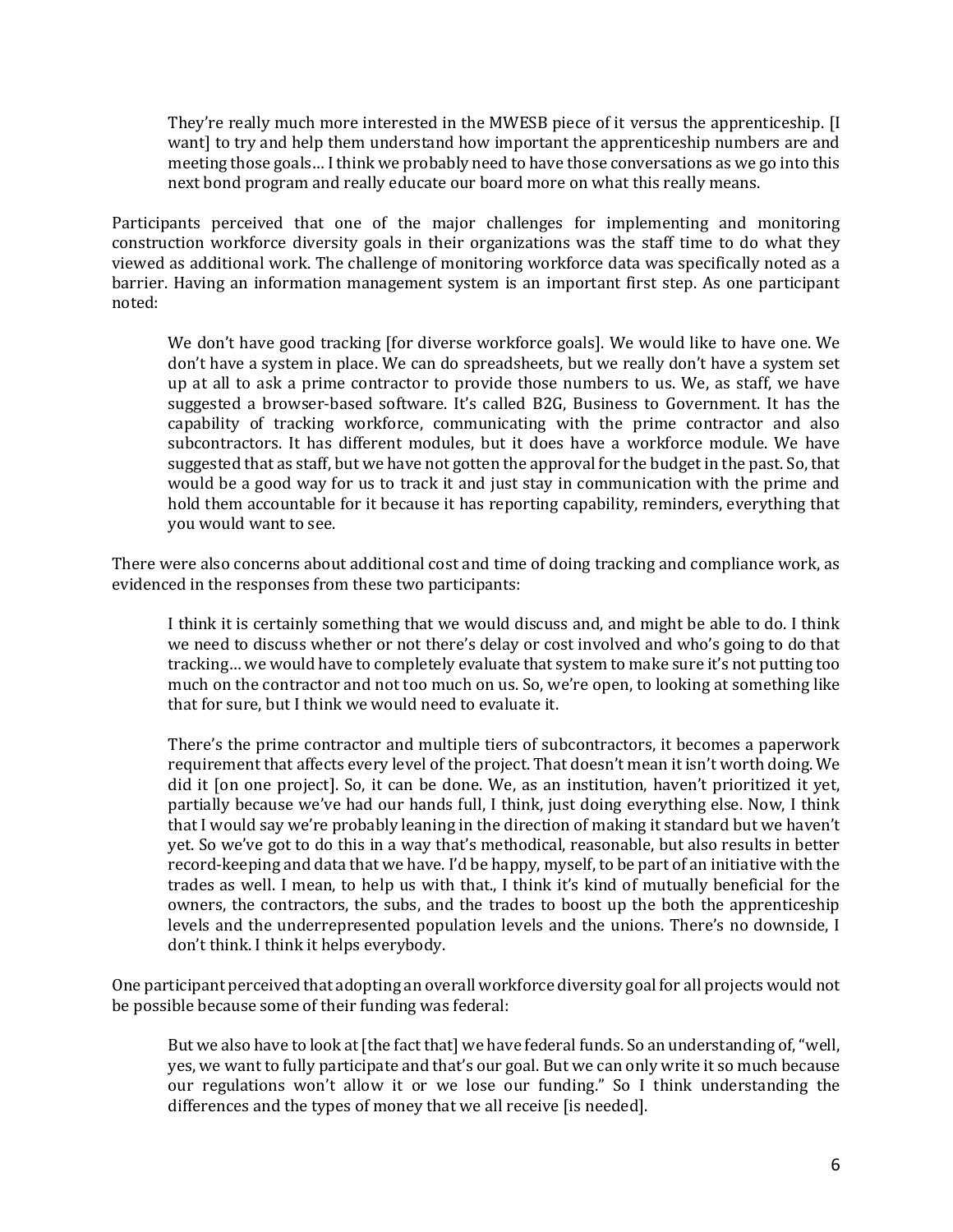> They're really much more interested in the MWESB piece of it versus the apprenticeship. [I want] to try and help them understand how important the apprenticeship numbers are and meeting those goals… I think we probably need to have those conversations as we go into this next bond program and really educate our board more on what this really means.

Participants perceived that one of the major challenges for implementing and monitoring construction workforce diversity goals in their organizations was the staff time to do what they viewed as additional work. The challenge of monitoring workforce data was specifically noted as a barrier. Having an information management system is an important first step. As one participant noted:

> We don't have good tracking [for diverse workforce goals]. We would like to have one. We don't have a system in place. We can do spreadsheets, but we really don't have a system set up at all to ask a prime contractor to provide those numbers to us. We, as staff, we have suggested a browser-based software. It's called B2G, Business to Government. It has the capability of tracking workforce, communicating with the prime contractor and also subcontractors. It has different modules, but it does have a workforce module. We have suggested that as staff, but we have not gotten the approval for the budget in the past. So, that would be a good way for us to track it and just stay in communication with the prime and hold them accountable for it because it has reporting capability, reminders, everything that you would want to see.

There were also concerns about additional cost and time of doing tracking and compliance work, as evidenced in the responses from these two participants:

> I think it is certainly something that we would discuss and, and might be able to do. I think we need to discuss whether or not there's delay or cost involved and who's going to do that tracking… we would have to completely evaluate that system to make sure it's not putting too much on the contractor and not too much on us. So, we're open, to looking at something like that for sure, but I think we would need to evaluate it.

> There's the prime contractor and multiple tiers of subcontractors, it becomes a paperwork requirement that affects every level of the project. That doesn't mean it isn't worth doing. We did it [on one project]. So, it can be done. We, as an institution, haven't prioritized it yet, partially because we've had our hands full, I think, just doing everything else. Now, I think that I would say we're probably leaning in the direction of making it standard but we haven't yet. So we've got to do this in a way that's methodical, reasonable, but also results in better record-keeping and data that we have. I'd be happy, myself, to be part of an initiative with the trades as well. I mean, to help us with that., I think it's kind of mutually beneficial for the owners, the contractors, the subs, and the trades to boost up the both the apprenticeship levels and the underrepresented population levels and the unions. There's no downside, I don't think. I think it helps everybody.

One participant perceived that adopting an overall workforce diversity goal for all projects would not be possible because some of their funding was federal:

> But we also have to look at [the fact that] we have federal funds. So an understanding of, "well, yes, we want to fully participate and that's our goal. But we can only write it so much because our regulations won't allow it or we lose our funding." So I think understanding the differences and the types of money that we all receive [is needed].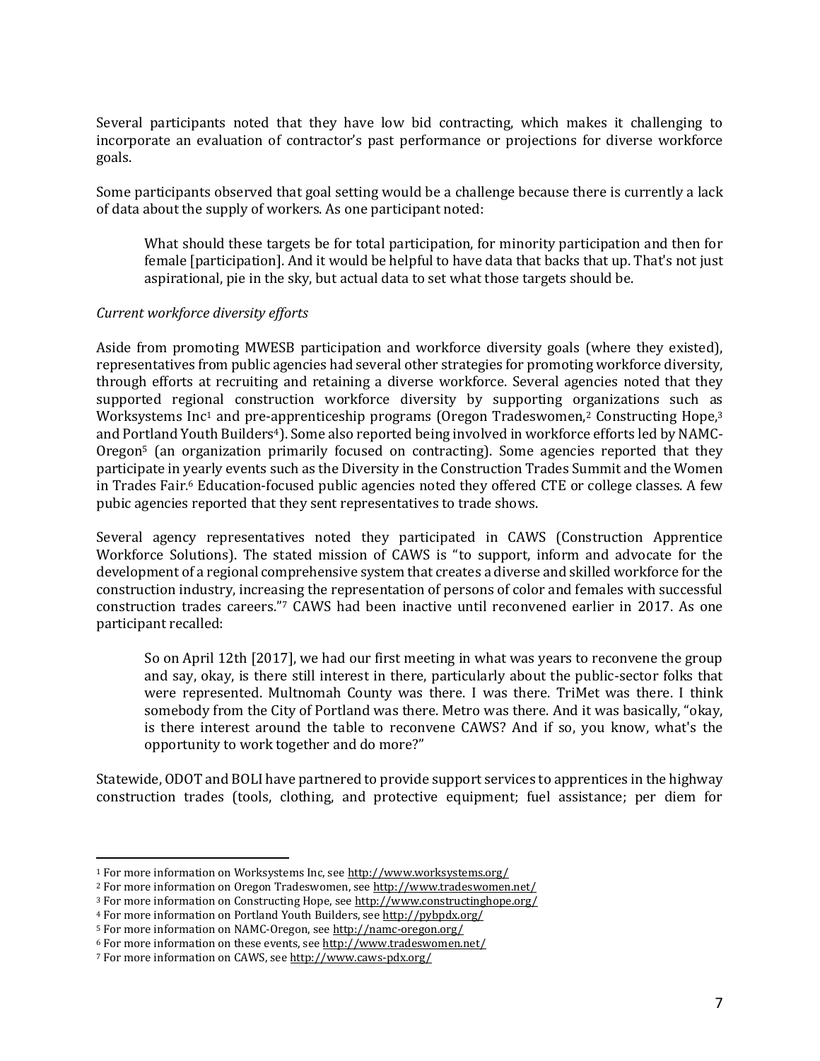Several participants noted that they have low bid contracting, which makes it challenging to incorporate an evaluation of contractor's past performance or projections for diverse workforce goals.

Some participants observed that goal setting would be a challenge because there is currently a lack of data about the supply of workers. As one participant noted:

> What should these targets be for total participation, for minority participation and then for female [participation]. And it would be helpful to have data that backs that up. That's not just aspirational, pie in the sky, but actual data to set what those targets should be.

*Current workforce diversity efforts*

Aside from promoting MWESB participation and workforce diversity goals (where they existed), representatives from public agencies had several other strategies for promoting workforce diversity, through efforts at recruiting and retaining a diverse workforce. Several agencies noted that they supported regional construction workforce diversity by supporting organizations such as Worksystems Inc[1] and pre-apprenticeship programs (Oregon Tradeswomen,[2] Constructing Hope,[3] and Portland Youth Builders[4]). Some also reported being involved in workforce efforts led by NAMC-Oregon[5] (an organization primarily focused on contracting). Some agencies reported that they participate in yearly events such as the Diversity in the Construction Trades Summit and the Women in Trades Fair.[6] Education-focused public agencies noted they offered CTE or college classes. A few pubic agencies reported that they sent representatives to trade shows.

Several agency representatives noted they participated in CAWS (Construction Apprentice Workforce Solutions). The stated mission of CAWS is "to support, inform and advocate for the development of a regional comprehensive system that creates a diverse and skilled workforce for the construction industry, increasing the representation of persons of color and females with successful construction trades careers."[7] CAWS had been inactive until reconvened earlier in 2017. As one participant recalled:

> So on April 12th [2017], we had our first meeting in what was years to reconvene the group and say, okay, is there still interest in there, particularly about the public-sector folks that were represented. Multnomah County was there. I was there. TriMet was there. I think somebody from the City of Portland was there. Metro was there. And it was basically, "okay, is there interest around the table to reconvene CAWS? And if so, you know, what's the opportunity to work together and do more?"

Statewide, ODOT and BOLI have partnered to provide support services to apprentices in the highway construction trades (tools, clothing, and protective equipment; fuel assistance; per diem for

---

[1] For more information on Worksystems Inc, see http://www.worksystems.org/

[2] For more information on Oregon Tradeswomen, see http://www.tradeswomen.net/

[3] For more information on Constructing Hope, see http://www.constructinghope.org/

[4] For more information on Portland Youth Builders, see http://pybpdx.org/

[5] For more information on NAMC-Oregon, see http://namc-oregon.org/

[6] For more information on these events, see http://www.tradeswomen.net/

[7] For more information on CAWS, see http://www.caws-pdx.org/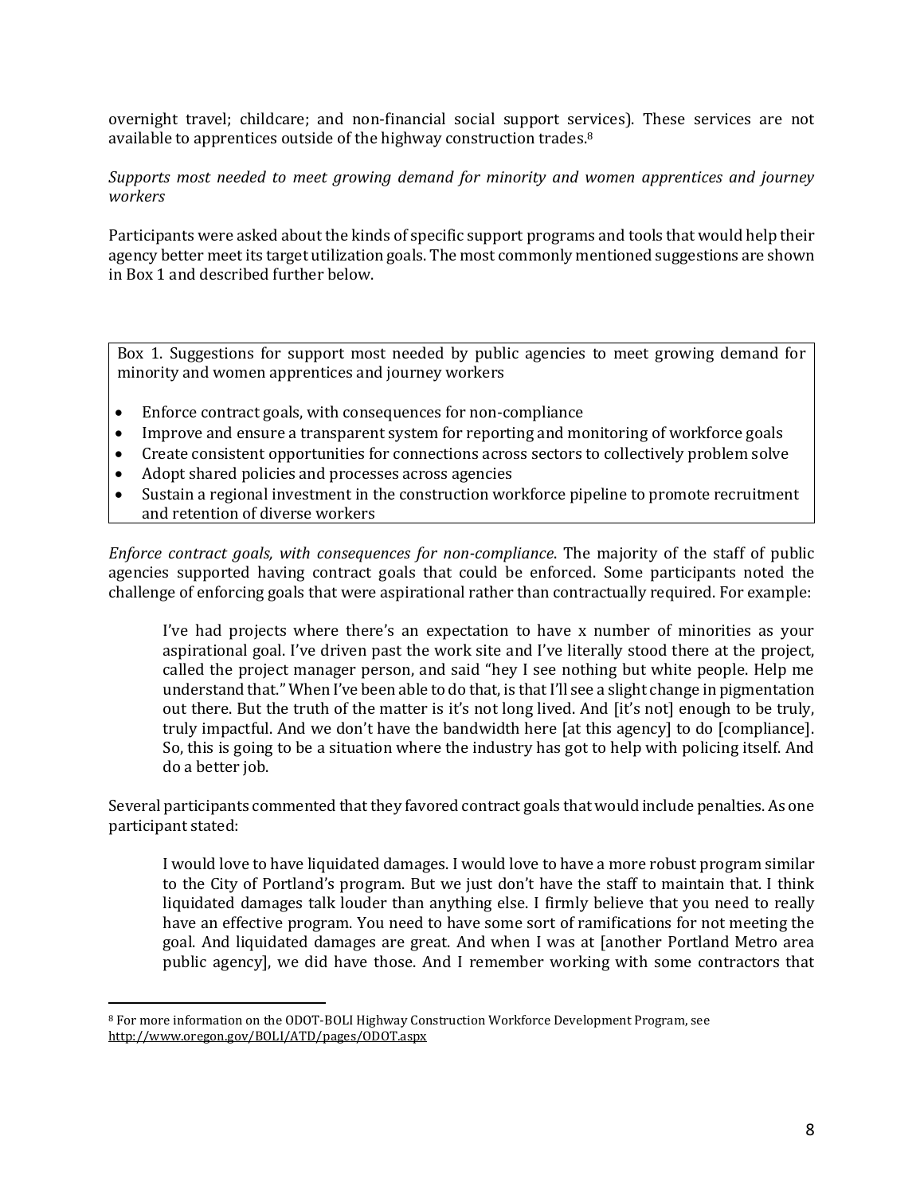overnight travel; childcare; and non-financial social support services). These services are not available to apprentices outside of the highway construction trades.[8]

*Supports most needed to meet growing demand for minority and women apprentices and journey workers*

Participants were asked about the kinds of specific support programs and tools that would help their agency better meet its target utilization goals. The most commonly mentioned suggestions are shown in Box 1 and described further below.

> Box 1. Suggestions for support most needed by public agencies to meet growing demand for minority and women apprentices and journey workers
>
> - Enforce contract goals, with consequences for non-compliance
> - Improve and ensure a transparent system for reporting and monitoring of workforce goals
> - Create consistent opportunities for connections across sectors to collectively problem solve
> - Adopt shared policies and processes across agencies
> - Sustain a regional investment in the construction workforce pipeline to promote recruitment and retention of diverse workers

*Enforce contract goals, with consequences for non-compliance*. The majority of the staff of public agencies supported having contract goals that could be enforced. Some participants noted the challenge of enforcing goals that were aspirational rather than contractually required. For example:

> I've had projects where there's an expectation to have x number of minorities as your aspirational goal. I've driven past the work site and I've literally stood there at the project, called the project manager person, and said "hey I see nothing but white people. Help me understand that." When I've been able to do that, is that I'll see a slight change in pigmentation out there. But the truth of the matter is it's not long lived. And [it's not] enough to be truly, truly impactful. And we don't have the bandwidth here [at this agency] to do [compliance]. So, this is going to be a situation where the industry has got to help with policing itself. And do a better job.

Several participants commented that they favored contract goals that would include penalties. As one participant stated:

> I would love to have liquidated damages. I would love to have a more robust program similar to the City of Portland's program. But we just don't have the staff to maintain that. I think liquidated damages talk louder than anything else. I firmly believe that you need to really have an effective program. You need to have some sort of ramifications for not meeting the goal. And liquidated damages are great. And when I was at [another Portland Metro area public agency], we did have those. And I remember working with some contractors that

[8] For more information on the ODOT-BOLI Highway Construction Workforce Development Program, see http://www.oregon.gov/BOLI/ATD/pages/ODOT.aspx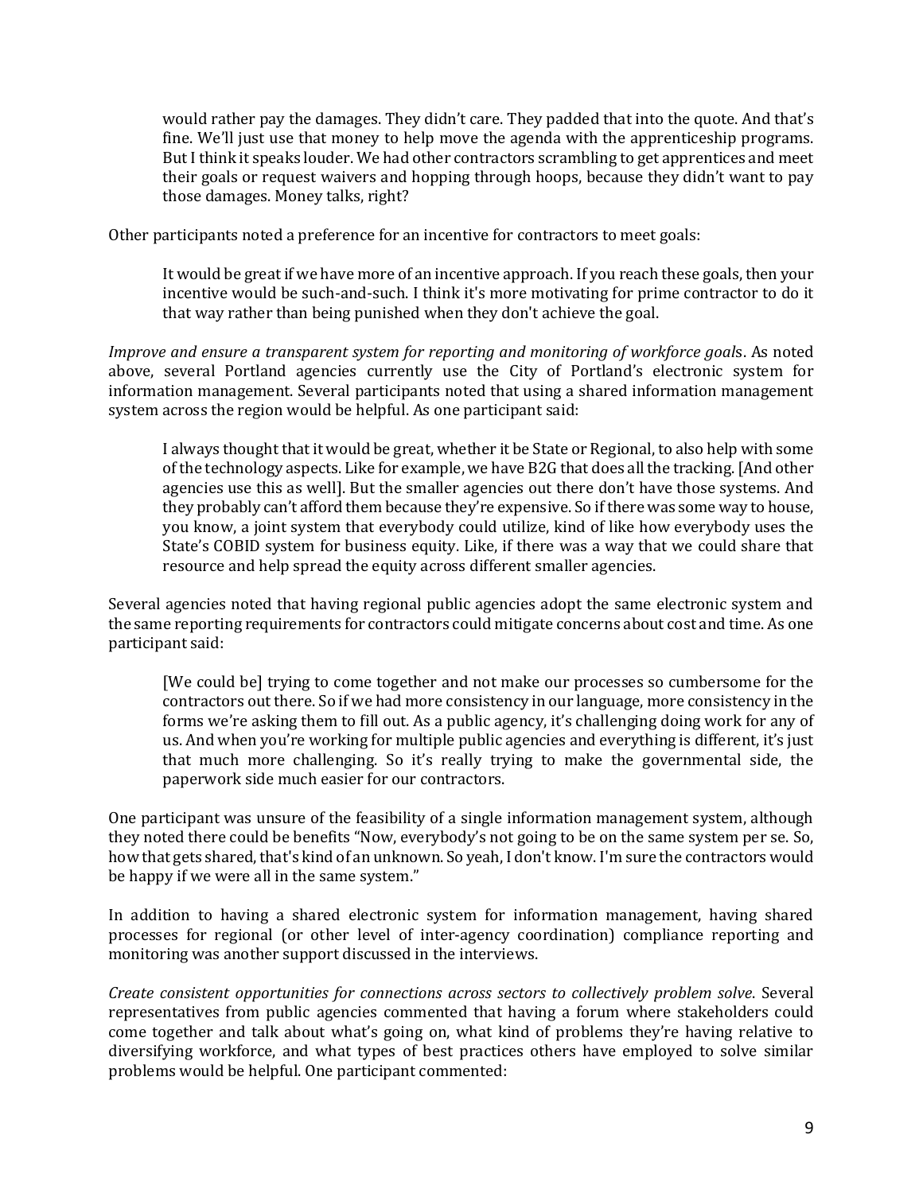> would rather pay the damages. They didn't care. They padded that into the quote. And that's fine. We'll just use that money to help move the agenda with the apprenticeship programs. But I think it speaks louder. We had other contractors scrambling to get apprentices and meet their goals or request waivers and hopping through hoops, because they didn't want to pay those damages. Money talks, right?

Other participants noted a preference for an incentive for contractors to meet goals:

> It would be great if we have more of an incentive approach. If you reach these goals, then your incentive would be such-and-such. I think it's more motivating for prime contractor to do it that way rather than being punished when they don't achieve the goal.

*Improve and ensure a transparent system for reporting and monitoring of workforce goals*. As noted above, several Portland agencies currently use the City of Portland's electronic system for information management. Several participants noted that using a shared information management system across the region would be helpful. As one participant said:

> I always thought that it would be great, whether it be State or Regional, to also help with some of the technology aspects. Like for example, we have B2G that does all the tracking. [And other agencies use this as well]. But the smaller agencies out there don't have those systems. And they probably can't afford them because they're expensive. So if there was some way to house, you know, a joint system that everybody could utilize, kind of like how everybody uses the State's COBID system for business equity. Like, if there was a way that we could share that resource and help spread the equity across different smaller agencies.

Several agencies noted that having regional public agencies adopt the same electronic system and the same reporting requirements for contractors could mitigate concerns about cost and time. As one participant said:

> [We could be] trying to come together and not make our processes so cumbersome for the contractors out there. So if we had more consistency in our language, more consistency in the forms we're asking them to fill out. As a public agency, it's challenging doing work for any of us. And when you're working for multiple public agencies and everything is different, it's just that much more challenging. So it's really trying to make the governmental side, the paperwork side much easier for our contractors.

One participant was unsure of the feasibility of a single information management system, although they noted there could be benefits "Now, everybody's not going to be on the same system per se. So, how that gets shared, that's kind of an unknown. So yeah, I don't know. I'm sure the contractors would be happy if we were all in the same system."

In addition to having a shared electronic system for information management, having shared processes for regional (or other level of inter-agency coordination) compliance reporting and monitoring was another support discussed in the interviews.

*Create consistent opportunities for connections across sectors to collectively problem solve*. Several representatives from public agencies commented that having a forum where stakeholders could come together and talk about what's going on, what kind of problems they're having relative to diversifying workforce, and what types of best practices others have employed to solve similar problems would be helpful. One participant commented: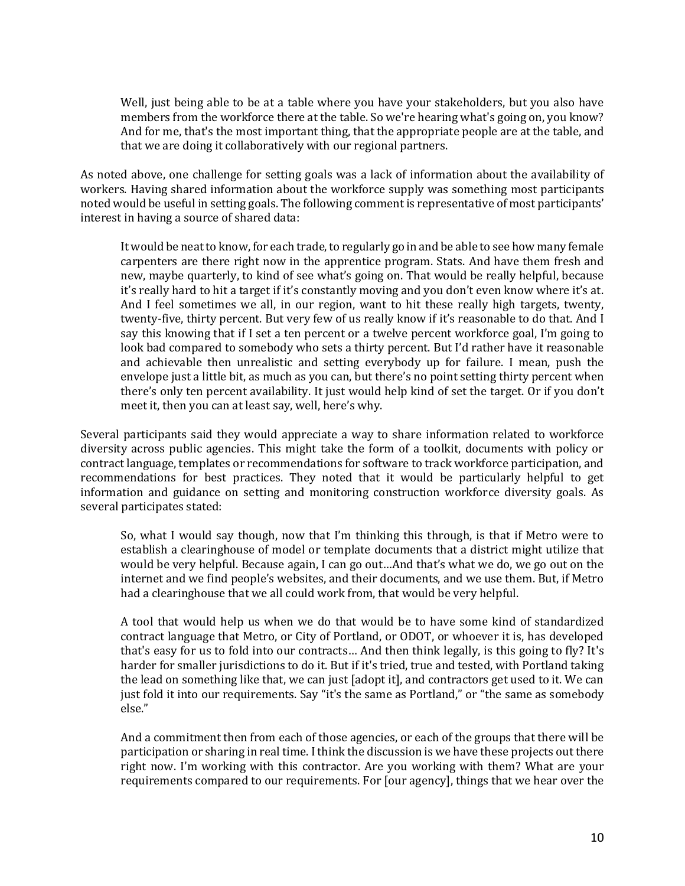> Well, just being able to be at a table where you have your stakeholders, but you also have members from the workforce there at the table. So we're hearing what's going on, you know? And for me, that's the most important thing, that the appropriate people are at the table, and that we are doing it collaboratively with our regional partners.

As noted above, one challenge for setting goals was a lack of information about the availability of workers. Having shared information about the workforce supply was something most participants noted would be useful in setting goals. The following comment is representative of most participants' interest in having a source of shared data:

> It would be neat to know, for each trade, to regularly go in and be able to see how many female carpenters are there right now in the apprentice program. Stats. And have them fresh and new, maybe quarterly, to kind of see what's going on. That would be really helpful, because it's really hard to hit a target if it's constantly moving and you don't even know where it's at. And I feel sometimes we all, in our region, want to hit these really high targets, twenty, twenty-five, thirty percent. But very few of us really know if it's reasonable to do that. And I say this knowing that if I set a ten percent or a twelve percent workforce goal, I'm going to look bad compared to somebody who sets a thirty percent. But I'd rather have it reasonable and achievable then unrealistic and setting everybody up for failure. I mean, push the envelope just a little bit, as much as you can, but there's no point setting thirty percent when there's only ten percent availability. It just would help kind of set the target. Or if you don't meet it, then you can at least say, well, here's why.

Several participants said they would appreciate a way to share information related to workforce diversity across public agencies. This might take the form of a toolkit, documents with policy or contract language, templates or recommendations for software to track workforce participation, and recommendations for best practices. They noted that it would be particularly helpful to get information and guidance on setting and monitoring construction workforce diversity goals. As several participates stated:

> So, what I would say though, now that I'm thinking this through, is that if Metro were to establish a clearinghouse of model or template documents that a district might utilize that would be very helpful. Because again, I can go out…And that's what we do, we go out on the internet and we find people's websites, and their documents, and we use them. But, if Metro had a clearinghouse that we all could work from, that would be very helpful.

> A tool that would help us when we do that would be to have some kind of standardized contract language that Metro, or City of Portland, or ODOT, or whoever it is, has developed that's easy for us to fold into our contracts… And then think legally, is this going to fly? It's harder for smaller jurisdictions to do it. But if it's tried, true and tested, with Portland taking the lead on something like that, we can just [adopt it], and contractors get used to it. We can just fold it into our requirements. Say "it's the same as Portland," or "the same as somebody else."

> And a commitment then from each of those agencies, or each of the groups that there will be participation or sharing in real time. I think the discussion is we have these projects out there right now. I'm working with this contractor. Are you working with them? What are your requirements compared to our requirements. For [our agency], things that we hear over the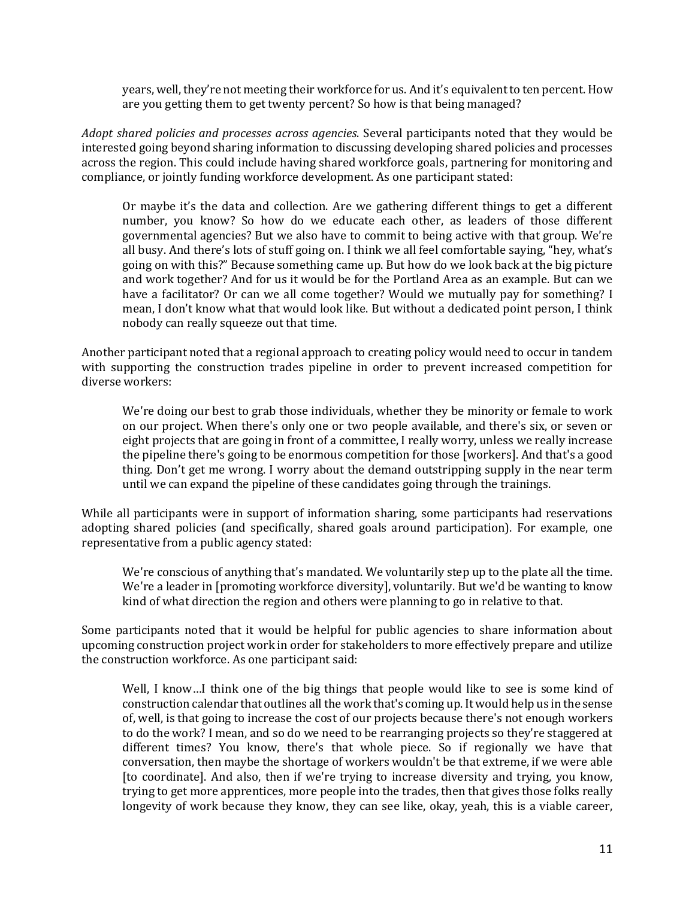> years, well, they're not meeting their workforce for us. And it's equivalent to ten percent. How are you getting them to get twenty percent? So how is that being managed?

*Adopt shared policies and processes across agencies*. Several participants noted that they would be interested going beyond sharing information to discussing developing shared policies and processes across the region. This could include having shared workforce goals, partnering for monitoring and compliance, or jointly funding workforce development. As one participant stated:

> Or maybe it's the data and collection. Are we gathering different things to get a different number, you know? So how do we educate each other, as leaders of those different governmental agencies? But we also have to commit to being active with that group. We're all busy. And there's lots of stuff going on. I think we all feel comfortable saying, "hey, what's going on with this?" Because something came up. But how do we look back at the big picture and work together? And for us it would be for the Portland Area as an example. But can we have a facilitator? Or can we all come together? Would we mutually pay for something? I mean, I don't know what that would look like. But without a dedicated point person, I think nobody can really squeeze out that time.

Another participant noted that a regional approach to creating policy would need to occur in tandem with supporting the construction trades pipeline in order to prevent increased competition for diverse workers:

> We're doing our best to grab those individuals, whether they be minority or female to work on our project. When there's only one or two people available, and there's six, or seven or eight projects that are going in front of a committee, I really worry, unless we really increase the pipeline there's going to be enormous competition for those [workers]. And that's a good thing. Don't get me wrong. I worry about the demand outstripping supply in the near term until we can expand the pipeline of these candidates going through the trainings.

While all participants were in support of information sharing, some participants had reservations adopting shared policies (and specifically, shared goals around participation). For example, one representative from a public agency stated:

> We're conscious of anything that's mandated. We voluntarily step up to the plate all the time. We're a leader in [promoting workforce diversity], voluntarily. But we'd be wanting to know kind of what direction the region and others were planning to go in relative to that.

Some participants noted that it would be helpful for public agencies to share information about upcoming construction project work in order for stakeholders to more effectively prepare and utilize the construction workforce. As one participant said:

> Well, I know…I think one of the big things that people would like to see is some kind of construction calendar that outlines all the work that's coming up. It would help us in the sense of, well, is that going to increase the cost of our projects because there's not enough workers to do the work? I mean, and so do we need to be rearranging projects so they're staggered at different times? You know, there's that whole piece. So if regionally we have that conversation, then maybe the shortage of workers wouldn't be that extreme, if we were able [to coordinate]. And also, then if we're trying to increase diversity and trying, you know, trying to get more apprentices, more people into the trades, then that gives those folks really longevity of work because they know, they can see like, okay, yeah, this is a viable career,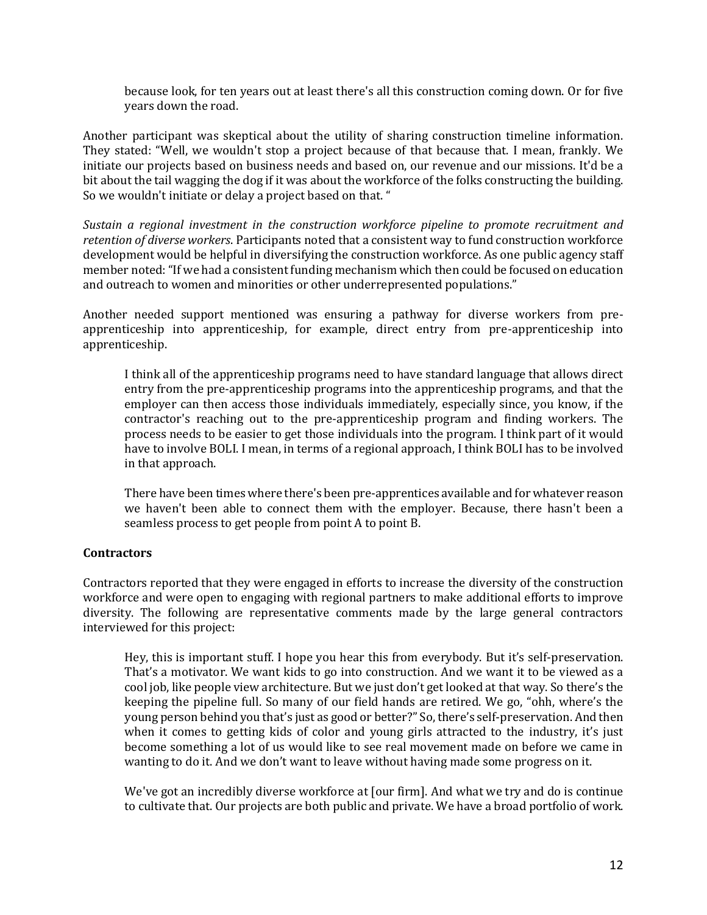> because look, for ten years out at least there's all this construction coming down. Or for five years down the road.

Another participant was skeptical about the utility of sharing construction timeline information. They stated: "Well, we wouldn't stop a project because of that because that. I mean, frankly. We initiate our projects based on business needs and based on, our revenue and our missions. It'd be a bit about the tail wagging the dog if it was about the workforce of the folks constructing the building. So we wouldn't initiate or delay a project based on that. "

*Sustain a regional investment in the construction workforce pipeline to promote recruitment and retention of diverse workers*. Participants noted that a consistent way to fund construction workforce development would be helpful in diversifying the construction workforce. As one public agency staff member noted: "If we had a consistent funding mechanism which then could be focused on education and outreach to women and minorities or other underrepresented populations."

Another needed support mentioned was ensuring a pathway for diverse workers from pre-apprenticeship into apprenticeship, for example, direct entry from pre-apprenticeship into apprenticeship.

> I think all of the apprenticeship programs need to have standard language that allows direct entry from the pre-apprenticeship programs into the apprenticeship programs, and that the employer can then access those individuals immediately, especially since, you know, if the contractor's reaching out to the pre-apprenticeship program and finding workers. The process needs to be easier to get those individuals into the program. I think part of it would have to involve BOLI. I mean, in terms of a regional approach, I think BOLI has to be involved in that approach.
>
> There have been times where there's been pre-apprentices available and for whatever reason we haven't been able to connect them with the employer. Because, there hasn't been a seamless process to get people from point A to point B.

**Contractors**

Contractors reported that they were engaged in efforts to increase the diversity of the construction workforce and were open to engaging with regional partners to make additional efforts to improve diversity. The following are representative comments made by the large general contractors interviewed for this project:

> Hey, this is important stuff. I hope you hear this from everybody. But it's self-preservation. That's a motivator. We want kids to go into construction. And we want it to be viewed as a cool job, like people view architecture. But we just don't get looked at that way. So there's the keeping the pipeline full. So many of our field hands are retired. We go, "ohh, where's the young person behind you that's just as good or better?" So, there's self-preservation. And then when it comes to getting kids of color and young girls attracted to the industry, it's just become something a lot of us would like to see real movement made on before we came in wanting to do it. And we don't want to leave without having made some progress on it.
>
> We've got an incredibly diverse workforce at [our firm]. And what we try and do is continue to cultivate that. Our projects are both public and private. We have a broad portfolio of work.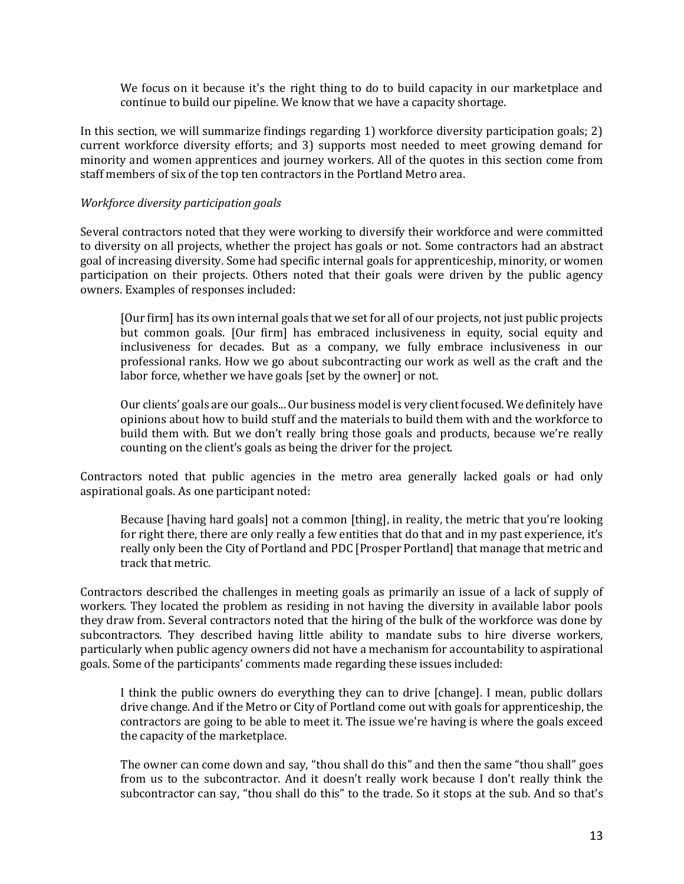> We focus on it because it's the right thing to do to build capacity in our marketplace and continue to build our pipeline. We know that we have a capacity shortage.

In this section, we will summarize findings regarding 1) workforce diversity participation goals; 2) current workforce diversity efforts; and 3) supports most needed to meet growing demand for minority and women apprentices and journey workers. All of the quotes in this section come from staff members of six of the top ten contractors in the Portland Metro area.

*Workforce diversity participation goals*

Several contractors noted that they were working to diversify their workforce and were committed to diversity on all projects, whether the project has goals or not. Some contractors had an abstract goal of increasing diversity. Some had specific internal goals for apprenticeship, minority, or women participation on their projects. Others noted that their goals were driven by the public agency owners. Examples of responses included:

> [Our firm] has its own internal goals that we set for all of our projects, not just public projects but common goals. [Our firm] has embraced inclusiveness in equity, social equity and inclusiveness for decades. But as a company, we fully embrace inclusiveness in our professional ranks. How we go about subcontracting our work as well as the craft and the labor force, whether we have goals [set by the owner] or not.

> Our clients' goals are our goals... Our business model is very client focused. We definitely have opinions about how to build stuff and the materials to build them with and the workforce to build them with. But we don't really bring those goals and products, because we're really counting on the client's goals as being the driver for the project.

Contractors noted that public agencies in the metro area generally lacked goals or had only aspirational goals. As one participant noted:

> Because [having hard goals] not a common [thing], in reality, the metric that you're looking for right there, there are only really a few entities that do that and in my past experience, it's really only been the City of Portland and PDC [Prosper Portland] that manage that metric and track that metric.

Contractors described the challenges in meeting goals as primarily an issue of a lack of supply of workers. They located the problem as residing in not having the diversity in available labor pools they draw from. Several contractors noted that the hiring of the bulk of the workforce was done by subcontractors. They described having little ability to mandate subs to hire diverse workers, particularly when public agency owners did not have a mechanism for accountability to aspirational goals. Some of the participants' comments made regarding these issues included:

> I think the public owners do everything they can to drive [change]. I mean, public dollars drive change. And if the Metro or City of Portland come out with goals for apprenticeship, the contractors are going to be able to meet it. The issue we're having is where the goals exceed the capacity of the marketplace.

> The owner can come down and say, "thou shall do this" and then the same "thou shall" goes from us to the subcontractor. And it doesn't really work because I don't really think the subcontractor can say, "thou shall do this" to the trade. So it stops at the sub. And so that's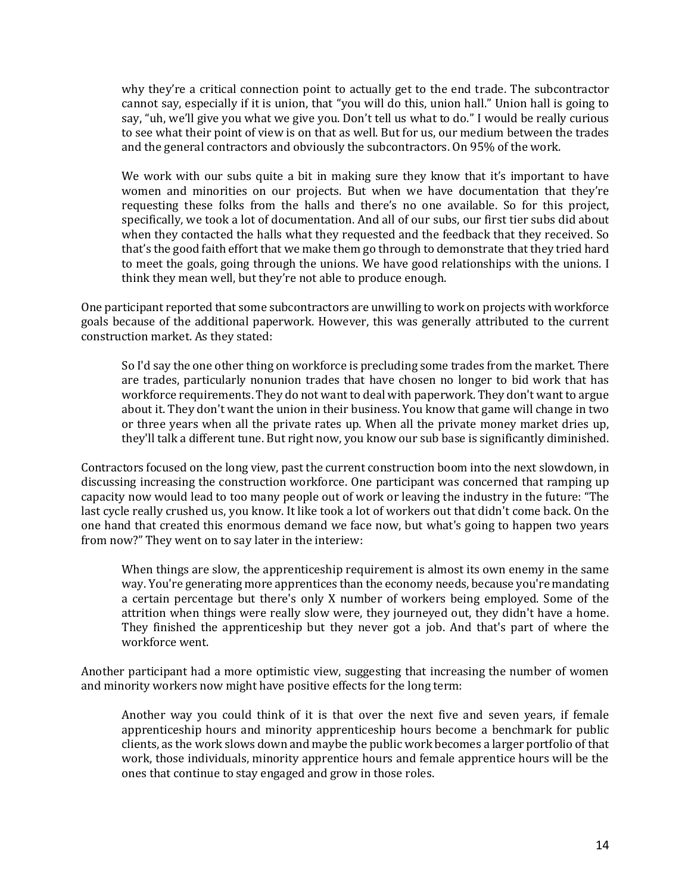> why they're a critical connection point to actually get to the end trade. The subcontractor cannot say, especially if it is union, that "you will do this, union hall." Union hall is going to say, "uh, we'll give you what we give you. Don't tell us what to do." I would be really curious to see what their point of view is on that as well. But for us, our medium between the trades and the general contractors and obviously the subcontractors. On 95% of the work.
>
> We work with our subs quite a bit in making sure they know that it's important to have women and minorities on our projects. But when we have documentation that they're requesting these folks from the halls and there's no one available. So for this project, specifically, we took a lot of documentation. And all of our subs, our first tier subs did about when they contacted the halls what they requested and the feedback that they received. So that's the good faith effort that we make them go through to demonstrate that they tried hard to meet the goals, going through the unions. We have good relationships with the unions. I think they mean well, but they're not able to produce enough.

One participant reported that some subcontractors are unwilling to work on projects with workforce goals because of the additional paperwork. However, this was generally attributed to the current construction market. As they stated:

> So I'd say the one other thing on workforce is precluding some trades from the market. There are trades, particularly nonunion trades that have chosen no longer to bid work that has workforce requirements. They do not want to deal with paperwork. They don't want to argue about it. They don't want the union in their business. You know that game will change in two or three years when all the private rates up. When all the private money market dries up, they'll talk a different tune. But right now, you know our sub base is significantly diminished.

Contractors focused on the long view, past the current construction boom into the next slowdown, in discussing increasing the construction workforce. One participant was concerned that ramping up capacity now would lead to too many people out of work or leaving the industry in the future: "The last cycle really crushed us, you know. It like took a lot of workers out that didn't come back. On the one hand that created this enormous demand we face now, but what's going to happen two years from now?" They went on to say later in the interiew:

> When things are slow, the apprenticeship requirement is almost its own enemy in the same way. You're generating more apprentices than the economy needs, because you're mandating a certain percentage but there's only X number of workers being employed. Some of the attrition when things were really slow were, they journeyed out, they didn't have a home. They finished the apprenticeship but they never got a job. And that's part of where the workforce went.

Another participant had a more optimistic view, suggesting that increasing the number of women and minority workers now might have positive effects for the long term:

> Another way you could think of it is that over the next five and seven years, if female apprenticeship hours and minority apprenticeship hours become a benchmark for public clients, as the work slows down and maybe the public work becomes a larger portfolio of that work, those individuals, minority apprentice hours and female apprentice hours will be the ones that continue to stay engaged and grow in those roles.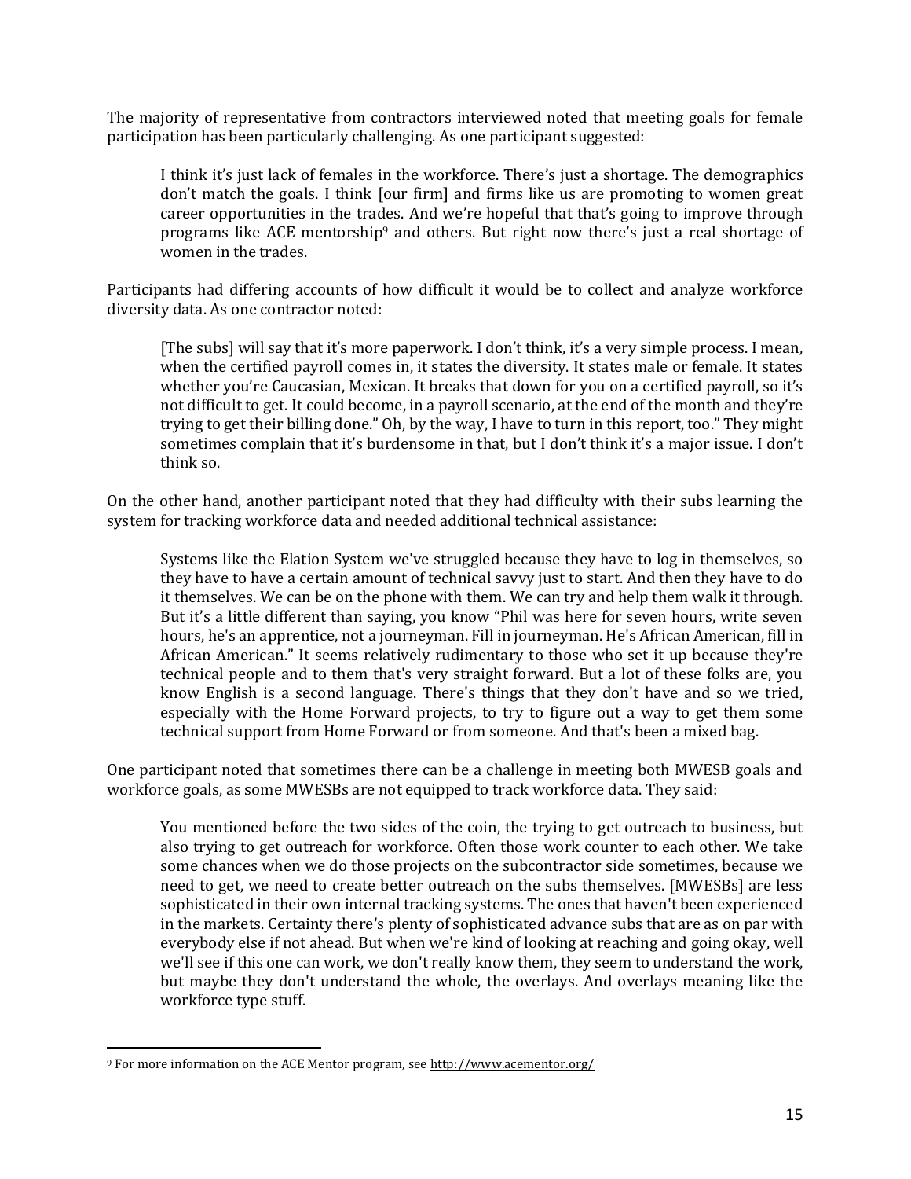The majority of representative from contractors interviewed noted that meeting goals for female participation has been particularly challenging. As one participant suggested:

> I think it's just lack of females in the workforce. There's just a shortage. The demographics don't match the goals. I think [our firm] and firms like us are promoting to women great career opportunities in the trades. And we're hopeful that that's going to improve through programs like ACE mentorship[9] and others. But right now there's just a real shortage of women in the trades.

Participants had differing accounts of how difficult it would be to collect and analyze workforce diversity data. As one contractor noted:

> [The subs] will say that it's more paperwork. I don't think, it's a very simple process. I mean, when the certified payroll comes in, it states the diversity. It states male or female. It states whether you're Caucasian, Mexican. It breaks that down for you on a certified payroll, so it's not difficult to get. It could become, in a payroll scenario, at the end of the month and they're trying to get their billing done." Oh, by the way, I have to turn in this report, too." They might sometimes complain that it's burdensome in that, but I don't think it's a major issue. I don't think so.

On the other hand, another participant noted that they had difficulty with their subs learning the system for tracking workforce data and needed additional technical assistance:

> Systems like the Elation System we've struggled because they have to log in themselves, so they have to have a certain amount of technical savvy just to start. And then they have to do it themselves. We can be on the phone with them. We can try and help them walk it through. But it's a little different than saying, you know "Phil was here for seven hours, write seven hours, he's an apprentice, not a journeyman. Fill in journeyman. He's African American, fill in African American." It seems relatively rudimentary to those who set it up because they're technical people and to them that's very straight forward. But a lot of these folks are, you know English is a second language. There's things that they don't have and so we tried, especially with the Home Forward projects, to try to figure out a way to get them some technical support from Home Forward or from someone. And that's been a mixed bag.

One participant noted that sometimes there can be a challenge in meeting both MWESB goals and workforce goals, as some MWESBs are not equipped to track workforce data. They said:

> You mentioned before the two sides of the coin, the trying to get outreach to business, but also trying to get outreach for workforce. Often those work counter to each other. We take some chances when we do those projects on the subcontractor side sometimes, because we need to get, we need to create better outreach on the subs themselves. [MWESBs] are less sophisticated in their own internal tracking systems. The ones that haven't been experienced in the markets. Certainty there's plenty of sophisticated advance subs that are as on par with everybody else if not ahead. But when we're kind of looking at reaching and going okay, well we'll see if this one can work, we don't really know them, they seem to understand the work, but maybe they don't understand the whole, the overlays. And overlays meaning like the workforce type stuff.

[9] For more information on the ACE Mentor program, see http://www.acementor.org/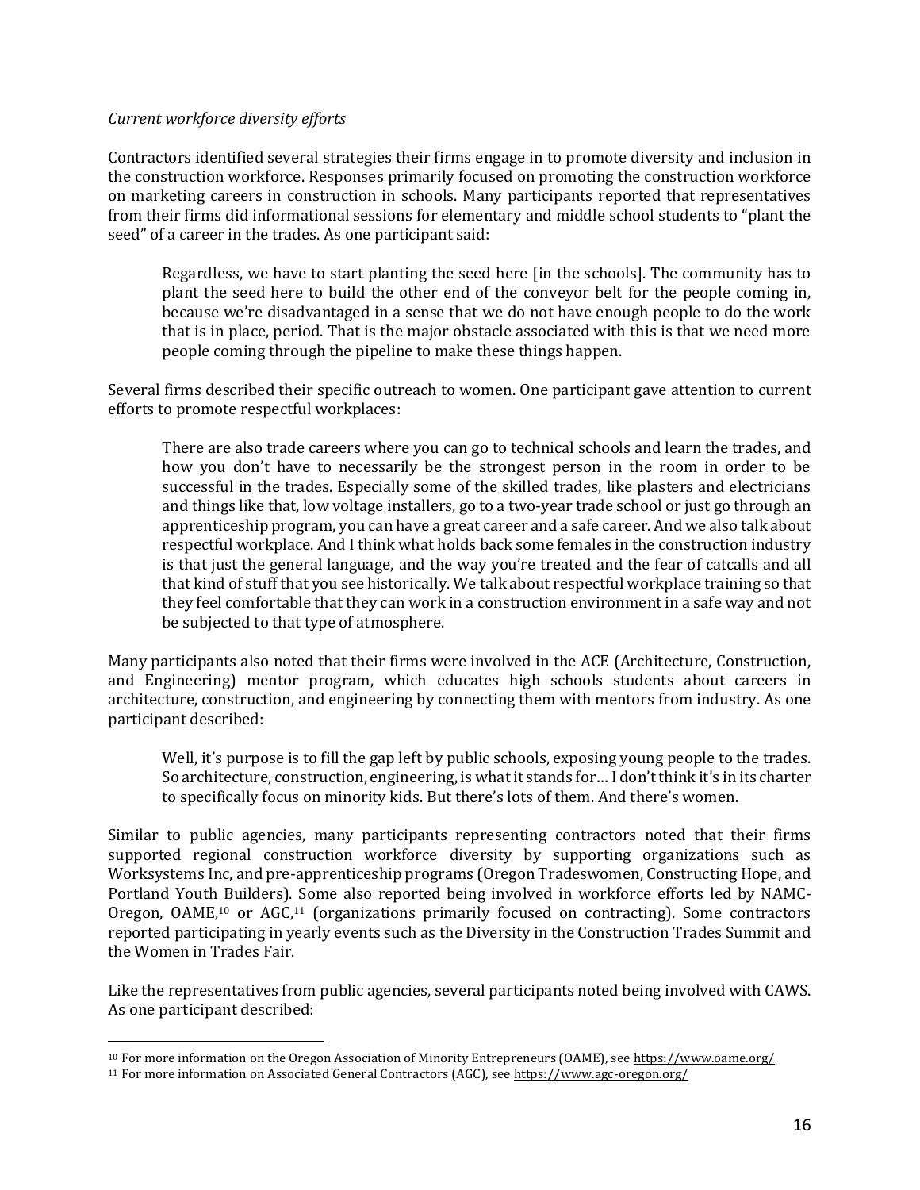*Current workforce diversity efforts*

Contractors identified several strategies their firms engage in to promote diversity and inclusion in the construction workforce. Responses primarily focused on promoting the construction workforce on marketing careers in construction in schools. Many participants reported that representatives from their firms did informational sessions for elementary and middle school students to "plant the seed" of a career in the trades. As one participant said:

> Regardless, we have to start planting the seed here [in the schools]. The community has to plant the seed here to build the other end of the conveyor belt for the people coming in, because we're disadvantaged in a sense that we do not have enough people to do the work that is in place, period. That is the major obstacle associated with this is that we need more people coming through the pipeline to make these things happen.

Several firms described their specific outreach to women. One participant gave attention to current efforts to promote respectful workplaces:

> There are also trade careers where you can go to technical schools and learn the trades, and how you don't have to necessarily be the strongest person in the room in order to be successful in the trades. Especially some of the skilled trades, like plasters and electricians and things like that, low voltage installers, go to a two-year trade school or just go through an apprenticeship program, you can have a great career and a safe career. And we also talk about respectful workplace. And I think what holds back some females in the construction industry is that just the general language, and the way you're treated and the fear of catcalls and all that kind of stuff that you see historically. We talk about respectful workplace training so that they feel comfortable that they can work in a construction environment in a safe way and not be subjected to that type of atmosphere.

Many participants also noted that their firms were involved in the ACE (Architecture, Construction, and Engineering) mentor program, which educates high schools students about careers in architecture, construction, and engineering by connecting them with mentors from industry. As one participant described:

> Well, it's purpose is to fill the gap left by public schools, exposing young people to the trades. So architecture, construction, engineering, is what it stands for… I don't think it's in its charter to specifically focus on minority kids. But there's lots of them. And there's women.

Similar to public agencies, many participants representing contractors noted that their firms supported regional construction workforce diversity by supporting organizations such as Worksystems Inc, and pre-apprenticeship programs (Oregon Tradeswomen, Constructing Hope, and Portland Youth Builders). Some also reported being involved in workforce efforts led by NAMC-Oregon, OAME,[10] or AGC,[11] (organizations primarily focused on contracting). Some contractors reported participating in yearly events such as the Diversity in the Construction Trades Summit and the Women in Trades Fair.

Like the representatives from public agencies, several participants noted being involved with CAWS. As one participant described:

---

[10] For more information on the Oregon Association of Minority Entrepreneurs (OAME), see https://www.oame.org/

[11] For more information on Associated General Contractors (AGC), see https://www.agc-oregon.org/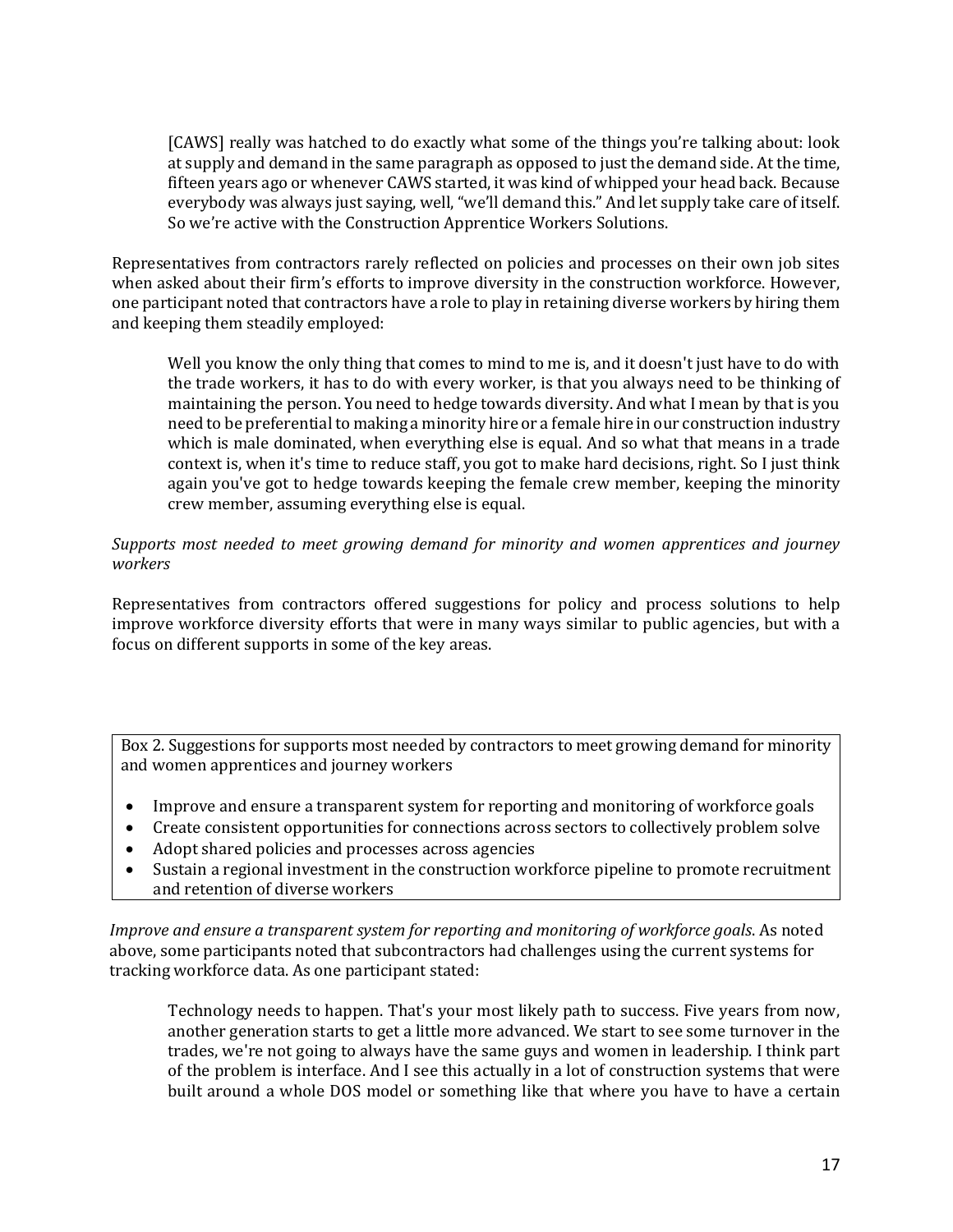> [CAWS] really was hatched to do exactly what some of the things you're talking about: look at supply and demand in the same paragraph as opposed to just the demand side. At the time, fifteen years ago or whenever CAWS started, it was kind of whipped your head back. Because everybody was always just saying, well, "we'll demand this." And let supply take care of itself. So we're active with the Construction Apprentice Workers Solutions.

Representatives from contractors rarely reflected on policies and processes on their own job sites when asked about their firm's efforts to improve diversity in the construction workforce. However, one participant noted that contractors have a role to play in retaining diverse workers by hiring them and keeping them steadily employed:

> Well you know the only thing that comes to mind to me is, and it doesn't just have to do with the trade workers, it has to do with every worker, is that you always need to be thinking of maintaining the person. You need to hedge towards diversity. And what I mean by that is you need to be preferential to making a minority hire or a female hire in our construction industry which is male dominated, when everything else is equal. And so what that means in a trade context is, when it's time to reduce staff, you got to make hard decisions, right. So I just think again you've got to hedge towards keeping the female crew member, keeping the minority crew member, assuming everything else is equal.

*Supports most needed to meet growing demand for minority and women apprentices and journey workers*

Representatives from contractors offered suggestions for policy and process solutions to help improve workforce diversity efforts that were in many ways similar to public agencies, but with a focus on different supports in some of the key areas.

Box 2. Suggestions for supports most needed by contractors to meet growing demand for minority and women apprentices and journey workers

- Improve and ensure a transparent system for reporting and monitoring of workforce goals
- Create consistent opportunities for connections across sectors to collectively problem solve
- Adopt shared policies and processes across agencies
- Sustain a regional investment in the construction workforce pipeline to promote recruitment and retention of diverse workers

*Improve and ensure a transparent system for reporting and monitoring of workforce goals*. As noted above, some participants noted that subcontractors had challenges using the current systems for tracking workforce data. As one participant stated:

> Technology needs to happen. That's your most likely path to success. Five years from now, another generation starts to get a little more advanced. We start to see some turnover in the trades, we're not going to always have the same guys and women in leadership. I think part of the problem is interface. And I see this actually in a lot of construction systems that were built around a whole DOS model or something like that where you have to have a certain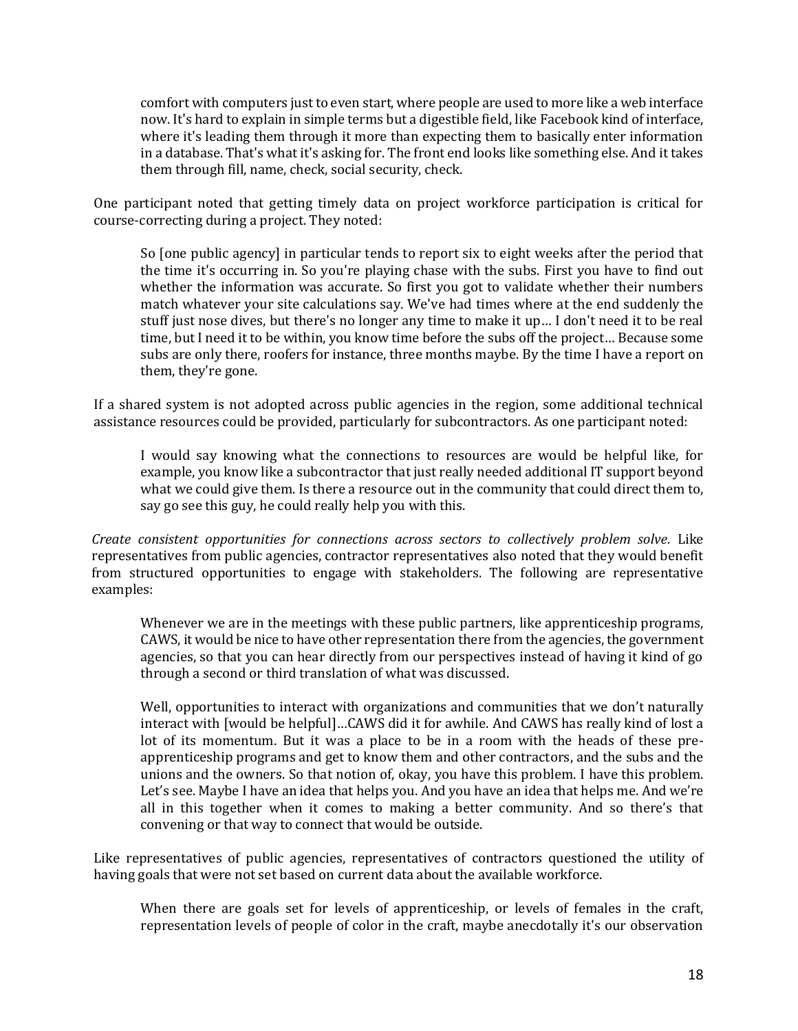> comfort with computers just to even start, where people are used to more like a web interface now. It's hard to explain in simple terms but a digestible field, like Facebook kind of interface, where it's leading them through it more than expecting them to basically enter information in a database. That's what it's asking for. The front end looks like something else. And it takes them through fill, name, check, social security, check.

One participant noted that getting timely data on project workforce participation is critical for course-correcting during a project. They noted:

> So [one public agency] in particular tends to report six to eight weeks after the period that the time it's occurring in. So you're playing chase with the subs. First you have to find out whether the information was accurate. So first you got to validate whether their numbers match whatever your site calculations say. We've had times where at the end suddenly the stuff just nose dives, but there's no longer any time to make it up… I don't need it to be real time, but I need it to be within, you know time before the subs off the project… Because some subs are only there, roofers for instance, three months maybe. By the time I have a report on them, they're gone.

If a shared system is not adopted across public agencies in the region, some additional technical assistance resources could be provided, particularly for subcontractors. As one participant noted:

> I would say knowing what the connections to resources are would be helpful like, for example, you know like a subcontractor that just really needed additional IT support beyond what we could give them. Is there a resource out in the community that could direct them to, say go see this guy, he could really help you with this.

*Create consistent opportunities for connections across sectors to collectively problem solve.* Like representatives from public agencies, contractor representatives also noted that they would benefit from structured opportunities to engage with stakeholders. The following are representative examples:

> Whenever we are in the meetings with these public partners, like apprenticeship programs, CAWS, it would be nice to have other representation there from the agencies, the government agencies, so that you can hear directly from our perspectives instead of having it kind of go through a second or third translation of what was discussed.
>
> Well, opportunities to interact with organizations and communities that we don't naturally interact with [would be helpful]…CAWS did it for awhile. And CAWS has really kind of lost a lot of its momentum. But it was a place to be in a room with the heads of these pre-apprenticeship programs and get to know them and other contractors, and the subs and the unions and the owners. So that notion of, okay, you have this problem. I have this problem. Let's see. Maybe I have an idea that helps you. And you have an idea that helps me. And we're all in this together when it comes to making a better community. And so there's that convening or that way to connect that would be outside.

Like representatives of public agencies, representatives of contractors questioned the utility of having goals that were not set based on current data about the available workforce.

> When there are goals set for levels of apprenticeship, or levels of females in the craft, representation levels of people of color in the craft, maybe anecdotally it's our observation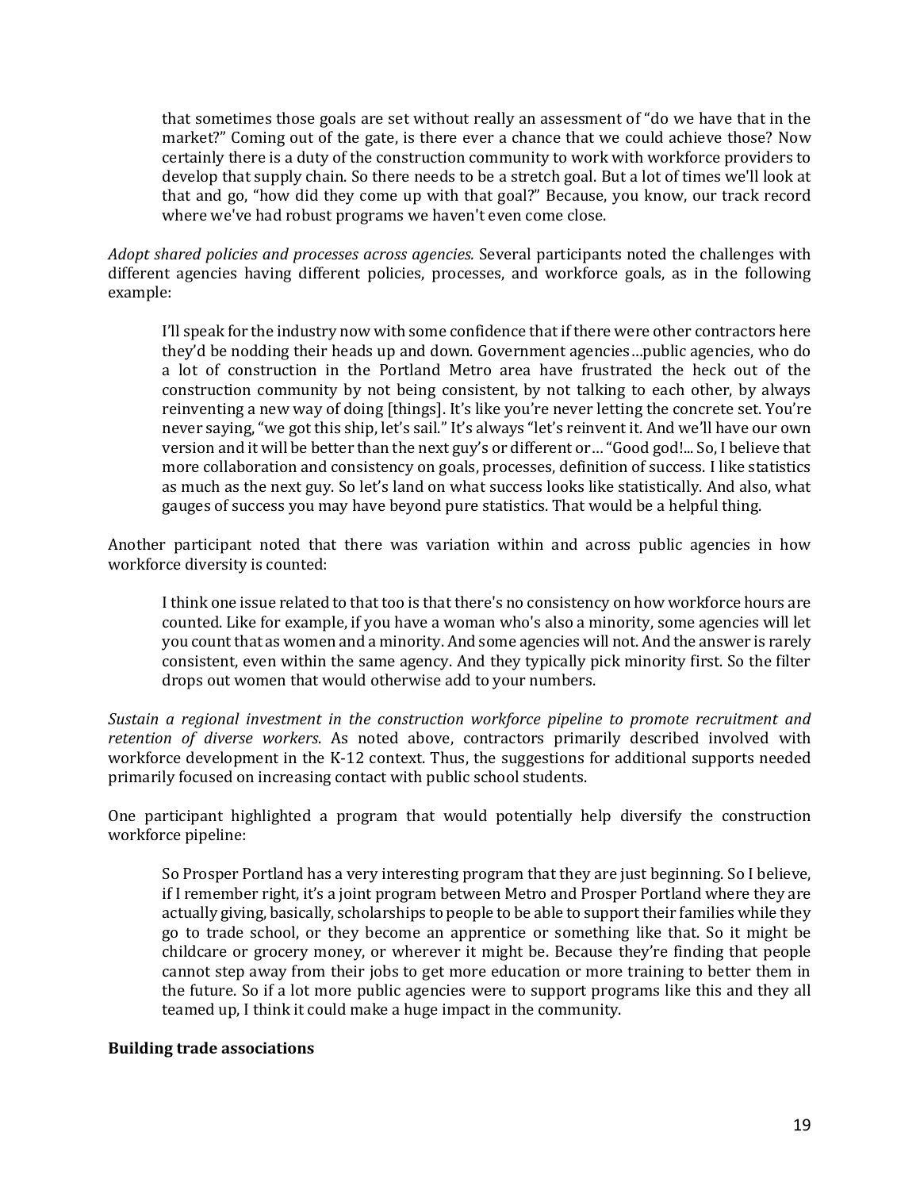> that sometimes those goals are set without really an assessment of "do we have that in the market?" Coming out of the gate, is there ever a chance that we could achieve those? Now certainly there is a duty of the construction community to work with workforce providers to develop that supply chain. So there needs to be a stretch goal. But a lot of times we'll look at that and go, "how did they come up with that goal?" Because, you know, our track record where we've had robust programs we haven't even come close.

*Adopt shared policies and processes across agencies.* Several participants noted the challenges with different agencies having different policies, processes, and workforce goals, as in the following example:

> I'll speak for the industry now with some confidence that if there were other contractors here they'd be nodding their heads up and down. Government agencies…public agencies, who do a lot of construction in the Portland Metro area have frustrated the heck out of the construction community by not being consistent, by not talking to each other, by always reinventing a new way of doing [things]. It's like you're never letting the concrete set. You're never saying, "we got this ship, let's sail." It's always "let's reinvent it. And we'll have our own version and it will be better than the next guy's or different or… "Good god!... So, I believe that more collaboration and consistency on goals, processes, definition of success. I like statistics as much as the next guy. So let's land on what success looks like statistically. And also, what gauges of success you may have beyond pure statistics. That would be a helpful thing.

Another participant noted that there was variation within and across public agencies in how workforce diversity is counted:

> I think one issue related to that too is that there's no consistency on how workforce hours are counted. Like for example, if you have a woman who's also a minority, some agencies will let you count that as women and a minority. And some agencies will not. And the answer is rarely consistent, even within the same agency. And they typically pick minority first. So the filter drops out women that would otherwise add to your numbers.

*Sustain a regional investment in the construction workforce pipeline to promote recruitment and retention of diverse workers.* As noted above, contractors primarily described involved with workforce development in the K-12 context. Thus, the suggestions for additional supports needed primarily focused on increasing contact with public school students.

One participant highlighted a program that would potentially help diversify the construction workforce pipeline:

> So Prosper Portland has a very interesting program that they are just beginning. So I believe, if I remember right, it's a joint program between Metro and Prosper Portland where they are actually giving, basically, scholarships to people to be able to support their families while they go to trade school, or they become an apprentice or something like that. So it might be childcare or grocery money, or wherever it might be. Because they're finding that people cannot step away from their jobs to get more education or more training to better them in the future. So if a lot more public agencies were to support programs like this and they all teamed up, I think it could make a huge impact in the community.

**Building trade associations**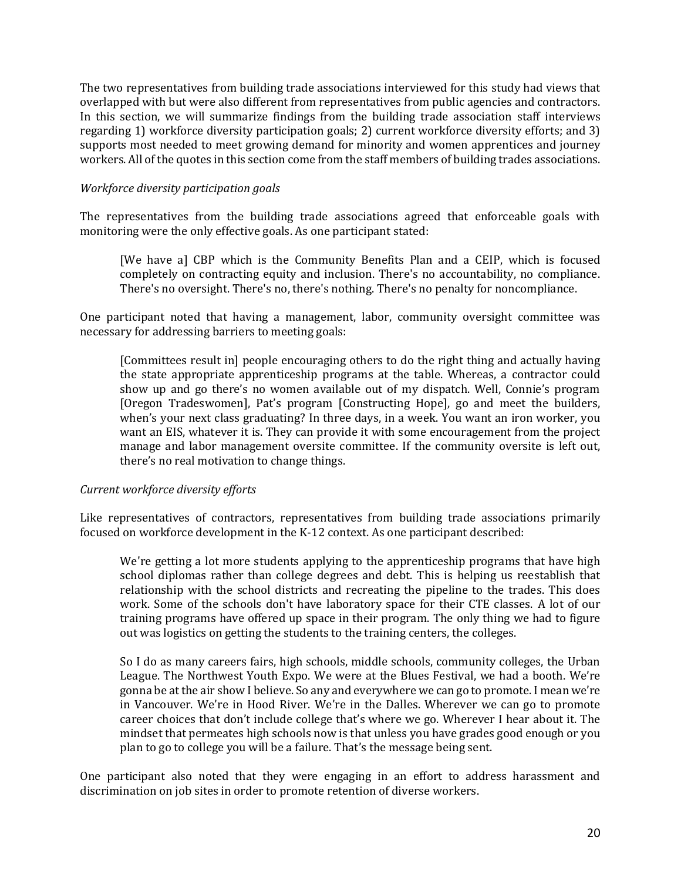The two representatives from building trade associations interviewed for this study had views that overlapped with but were also different from representatives from public agencies and contractors. In this section, we will summarize findings from the building trade association staff interviews regarding 1) workforce diversity participation goals; 2) current workforce diversity efforts; and 3) supports most needed to meet growing demand for minority and women apprentices and journey workers. All of the quotes in this section come from the staff members of building trades associations.

*Workforce diversity participation goals*

The representatives from the building trade associations agreed that enforceable goals with monitoring were the only effective goals. As one participant stated:

> [We have a] CBP which is the Community Benefits Plan and a CEIP, which is focused completely on contracting equity and inclusion. There's no accountability, no compliance. There's no oversight. There's no, there's nothing. There's no penalty for noncompliance.

One participant noted that having a management, labor, community oversight committee was necessary for addressing barriers to meeting goals:

> [Committees result in] people encouraging others to do the right thing and actually having the state appropriate apprenticeship programs at the table. Whereas, a contractor could show up and go there's no women available out of my dispatch. Well, Connie's program [Oregon Tradeswomen], Pat's program [Constructing Hope], go and meet the builders, when's your next class graduating? In three days, in a week. You want an iron worker, you want an EIS, whatever it is. They can provide it with some encouragement from the project manage and labor management oversite committee. If the community oversite is left out, there's no real motivation to change things.

*Current workforce diversity efforts*

Like representatives of contractors, representatives from building trade associations primarily focused on workforce development in the K-12 context. As one participant described:

> We're getting a lot more students applying to the apprenticeship programs that have high school diplomas rather than college degrees and debt. This is helping us reestablish that relationship with the school districts and recreating the pipeline to the trades. This does work. Some of the schools don't have laboratory space for their CTE classes. A lot of our training programs have offered up space in their program. The only thing we had to figure out was logistics on getting the students to the training centers, the colleges.
>
> So I do as many careers fairs, high schools, middle schools, community colleges, the Urban League. The Northwest Youth Expo. We were at the Blues Festival, we had a booth. We're gonna be at the air show I believe. So any and everywhere we can go to promote. I mean we're in Vancouver. We're in Hood River. We're in the Dalles. Wherever we can go to promote career choices that don't include college that's where we go. Wherever I hear about it. The mindset that permeates high schools now is that unless you have grades good enough or you plan to go to college you will be a failure. That's the message being sent.

One participant also noted that they were engaging in an effort to address harassment and discrimination on job sites in order to promote retention of diverse workers.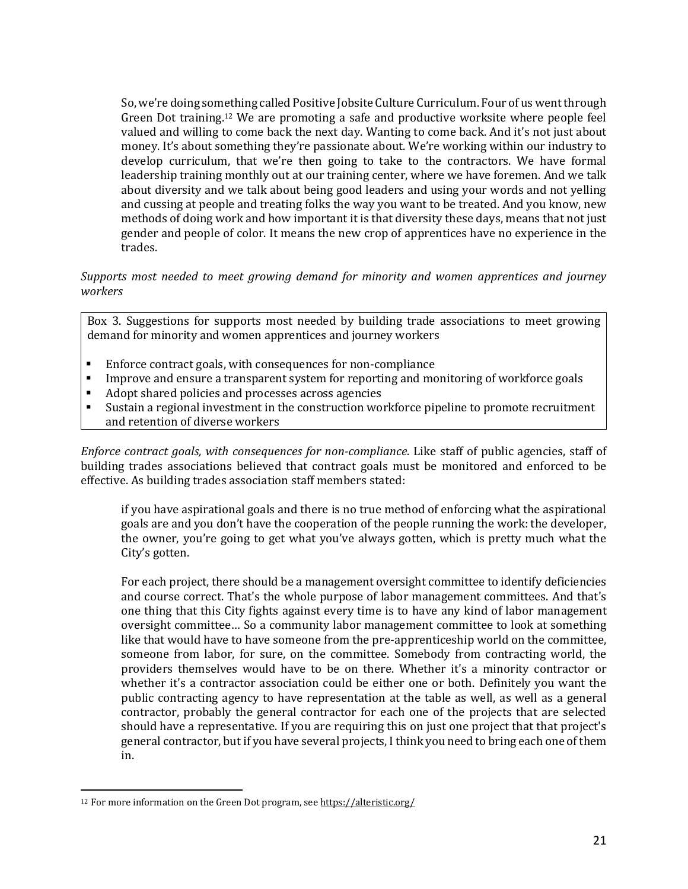> So, we're doing something called Positive Jobsite Culture Curriculum. Four of us went through Green Dot training.[12] We are promoting a safe and productive worksite where people feel valued and willing to come back the next day. Wanting to come back. And it's not just about money. It's about something they're passionate about. We're working within our industry to develop curriculum, that we're then going to take to the contractors. We have formal leadership training monthly out at our training center, where we have foremen. And we talk about diversity and we talk about being good leaders and using your words and not yelling and cussing at people and treating folks the way you want to be treated. And you know, new methods of doing work and how important it is that diversity these days, means that not just gender and people of color. It means the new crop of apprentices have no experience in the trades.

*Supports most needed to meet growing demand for minority and women apprentices and journey workers*

> Box 3. Suggestions for supports most needed by building trade associations to meet growing demand for minority and women apprentices and journey workers
>
> - Enforce contract goals, with consequences for non-compliance
> - Improve and ensure a transparent system for reporting and monitoring of workforce goals
> - Adopt shared policies and processes across agencies
> - Sustain a regional investment in the construction workforce pipeline to promote recruitment and retention of diverse workers

*Enforce contract goals, with consequences for non-compliance*. Like staff of public agencies, staff of building trades associations believed that contract goals must be monitored and enforced to be effective. As building trades association staff members stated:

> if you have aspirational goals and there is no true method of enforcing what the aspirational goals are and you don't have the cooperation of the people running the work: the developer, the owner, you're going to get what you've always gotten, which is pretty much what the City's gotten.

> For each project, there should be a management oversight committee to identify deficiencies and course correct. That's the whole purpose of labor management committees. And that's one thing that this City fights against every time is to have any kind of labor management oversight committee… So a community labor management committee to look at something like that would have to have someone from the pre-apprenticeship world on the committee, someone from labor, for sure, on the committee. Somebody from contracting world, the providers themselves would have to be on there. Whether it's a minority contractor or whether it's a contractor association could be either one or both. Definitely you want the public contracting agency to have representation at the table as well, as well as a general contractor, probably the general contractor for each one of the projects that are selected should have a representative. If you are requiring this on just one project that that project's general contractor, but if you have several projects, I think you need to bring each one of them in.

[12] For more information on the Green Dot program, see https://alteristic.org/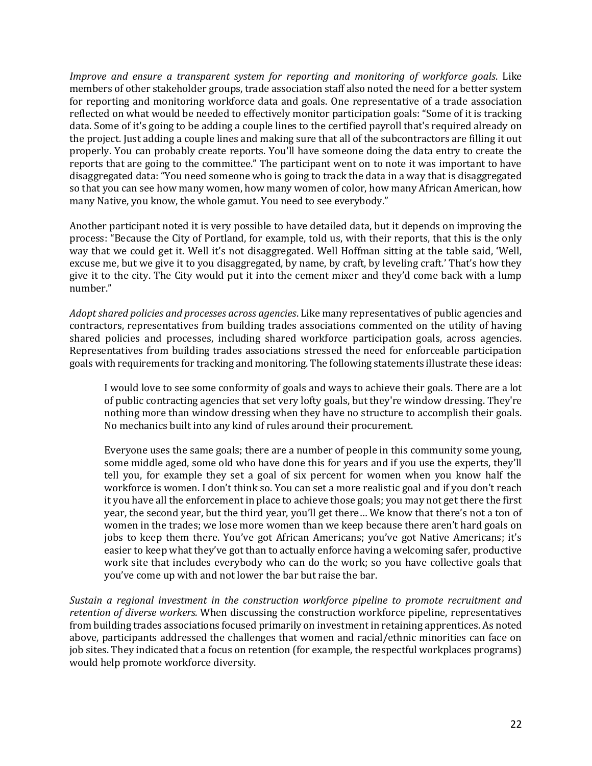*Improve and ensure a transparent system for reporting and monitoring of workforce goals*. Like members of other stakeholder groups, trade association staff also noted the need for a better system for reporting and monitoring workforce data and goals. One representative of a trade association reflected on what would be needed to effectively monitor participation goals: "Some of it is tracking data. Some of it's going to be adding a couple lines to the certified payroll that's required already on the project. Just adding a couple lines and making sure that all of the subcontractors are filling it out properly. You can probably create reports. You'll have someone doing the data entry to create the reports that are going to the committee." The participant went on to note it was important to have disaggregated data: "You need someone who is going to track the data in a way that is disaggregated so that you can see how many women, how many women of color, how many African American, how many Native, you know, the whole gamut. You need to see everybody."

Another participant noted it is very possible to have detailed data, but it depends on improving the process: "Because the City of Portland, for example, told us, with their reports, that this is the only way that we could get it. Well it's not disaggregated. Well Hoffman sitting at the table said, 'Well, excuse me, but we give it to you disaggregated, by name, by craft, by leveling craft.' That's how they give it to the city. The City would put it into the cement mixer and they'd come back with a lump number."

*Adopt shared policies and processes across agencies*. Like many representatives of public agencies and contractors, representatives from building trades associations commented on the utility of having shared policies and processes, including shared workforce participation goals, across agencies. Representatives from building trades associations stressed the need for enforceable participation goals with requirements for tracking and monitoring. The following statements illustrate these ideas:

> I would love to see some conformity of goals and ways to achieve their goals. There are a lot of public contracting agencies that set very lofty goals, but they're window dressing. They're nothing more than window dressing when they have no structure to accomplish their goals. No mechanics built into any kind of rules around their procurement.
>
> Everyone uses the same goals; there are a number of people in this community some young, some middle aged, some old who have done this for years and if you use the experts, they'll tell you, for example they set a goal of six percent for women when you know half the workforce is women. I don't think so. You can set a more realistic goal and if you don't reach it you have all the enforcement in place to achieve those goals; you may not get there the first year, the second year, but the third year, you'll get there… We know that there's not a ton of women in the trades; we lose more women than we keep because there aren't hard goals on jobs to keep them there. You've got African Americans; you've got Native Americans; it's easier to keep what they've got than to actually enforce having a welcoming safer, productive work site that includes everybody who can do the work; so you have collective goals that you've come up with and not lower the bar but raise the bar.

*Sustain a regional investment in the construction workforce pipeline to promote recruitment and retention of diverse workers.* When discussing the construction workforce pipeline, representatives from building trades associations focused primarily on investment in retaining apprentices. As noted above, participants addressed the challenges that women and racial/ethnic minorities can face on job sites. They indicated that a focus on retention (for example, the respectful workplaces programs) would help promote workforce diversity.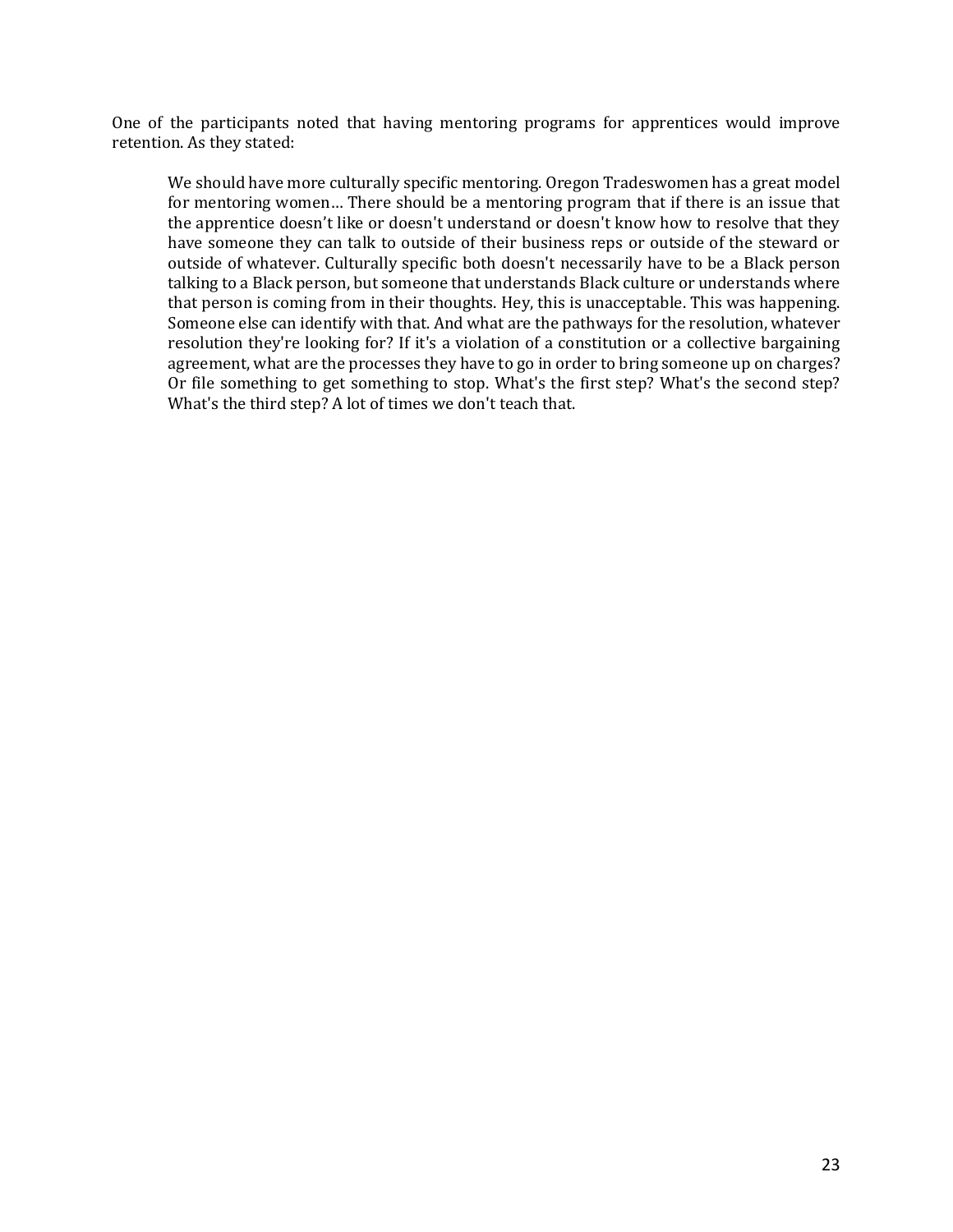One of the participants noted that having mentoring programs for apprentices would improve retention. As they stated:

> We should have more culturally specific mentoring. Oregon Tradeswomen has a great model for mentoring women… There should be a mentoring program that if there is an issue that the apprentice doesn't like or doesn't understand or doesn't know how to resolve that they have someone they can talk to outside of their business reps or outside of the steward or outside of whatever. Culturally specific both doesn't necessarily have to be a Black person talking to a Black person, but someone that understands Black culture or understands where that person is coming from in their thoughts. Hey, this is unacceptable. This was happening. Someone else can identify with that. And what are the pathways for the resolution, whatever resolution they're looking for? If it's a violation of a constitution or a collective bargaining agreement, what are the processes they have to go in order to bring someone up on charges? Or file something to get something to stop. What's the first step? What's the second step? What's the third step? A lot of times we don't teach that.